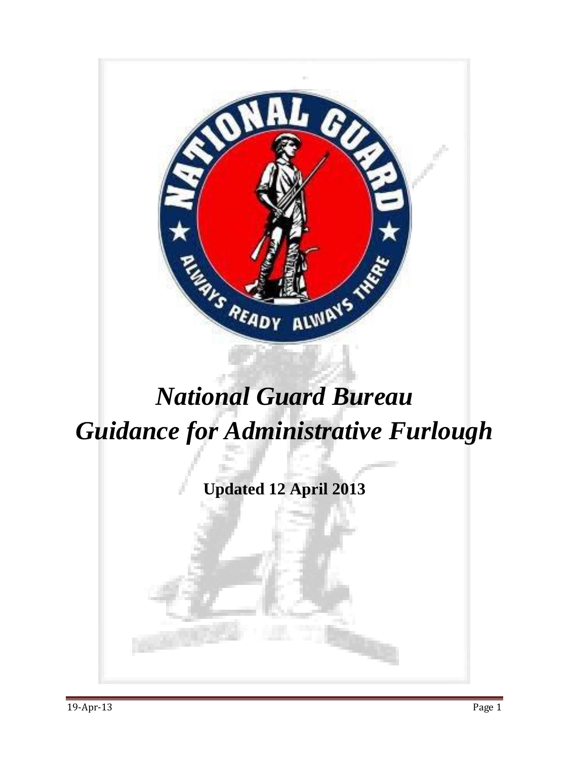# *National Guard Bureau Guidance for Administrative Furlough*

**Updated 12 April 2013**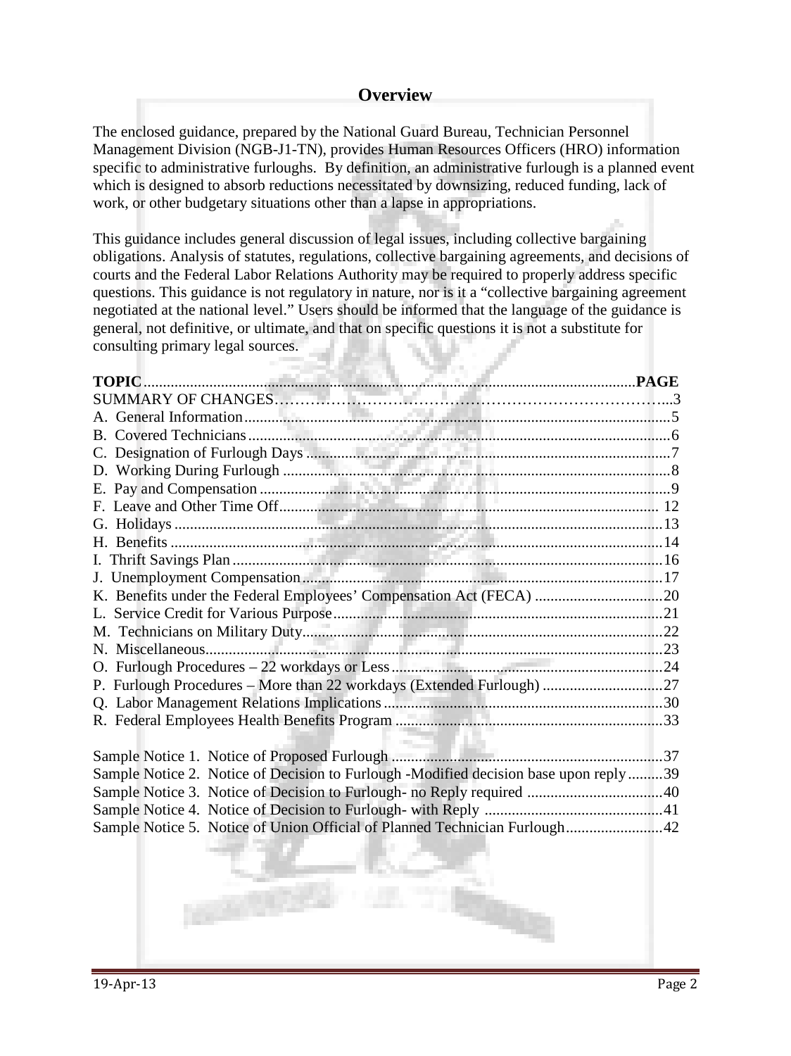## Overview

The enclosed guidance, prepared by the National Guard Bureau, Technician Personnel Management Division (NGB-J1-TN), provides Human Resources Officers (HRO) information specific to administrative furloughs. By definition, an administrative furlough is a planned event which is designed to absorb reductions necessitated by downsizing, reduced funding, lack of work, or other budgetary situations other than a lapse in appropriations.

This guidance includes general discussion of legal issues, including collective bargaining obligations. Analysis of statutes, regulations, collective bargaining agreements, and decisions of courts and the Federal Labor Relations Authority may be required to properly address specific questions. This guidance is not regulatory in nature, nor is it a "collective bargaining agreement negotiated at the national level." Users should be informed that the language of the guidance is general, not definitive, or ultimate, and that on specific questions it is not a substitute for consulting primary legal sources.

| **TOPIC** | **PAGE** |
|---|---|
| SUMMARY OF CHANGES | 3 |
| A. General Information | 5 |
| B. Covered Technicians | 6 |
| C. Designation of Furlough Days | 7 |
| D. Working During Furlough | 8 |
| E. Pay and Compensation | 9 |
| F. Leave and Other Time Off | 12 |
| G. Holidays | 13 |
| H. Benefits | 14 |
| I. Thrift Savings Plan | 16 |
| J. Unemployment Compensation | 17 |
| K. Benefits under the Federal Employees' Compensation Act (FECA) | 20 |
| L. Service Credit for Various Purpose | 21 |
| M. Technicians on Military Duty | 22 |
| N. Miscellaneous | 23 |
| O. Furlough Procedures – 22 workdays or Less | 24 |
| P. Furlough Procedures – More than 22 workdays (Extended Furlough) | 27 |
| Q. Labor Management Relations Implications | 30 |
| R. Federal Employees Health Benefits Program | 33 |
| | |
| Sample Notice 1. Notice of Proposed Furlough | 37 |
| Sample Notice 2. Notice of Decision to Furlough -Modified decision base upon reply | 39 |
| Sample Notice 3. Notice of Decision to Furlough- no Reply required | 40 |
| Sample Notice 4. Notice of Decision to Furlough- with Reply | 41 |
| Sample Notice 5. Notice of Union Official of Planned Technician Furlough | 42 |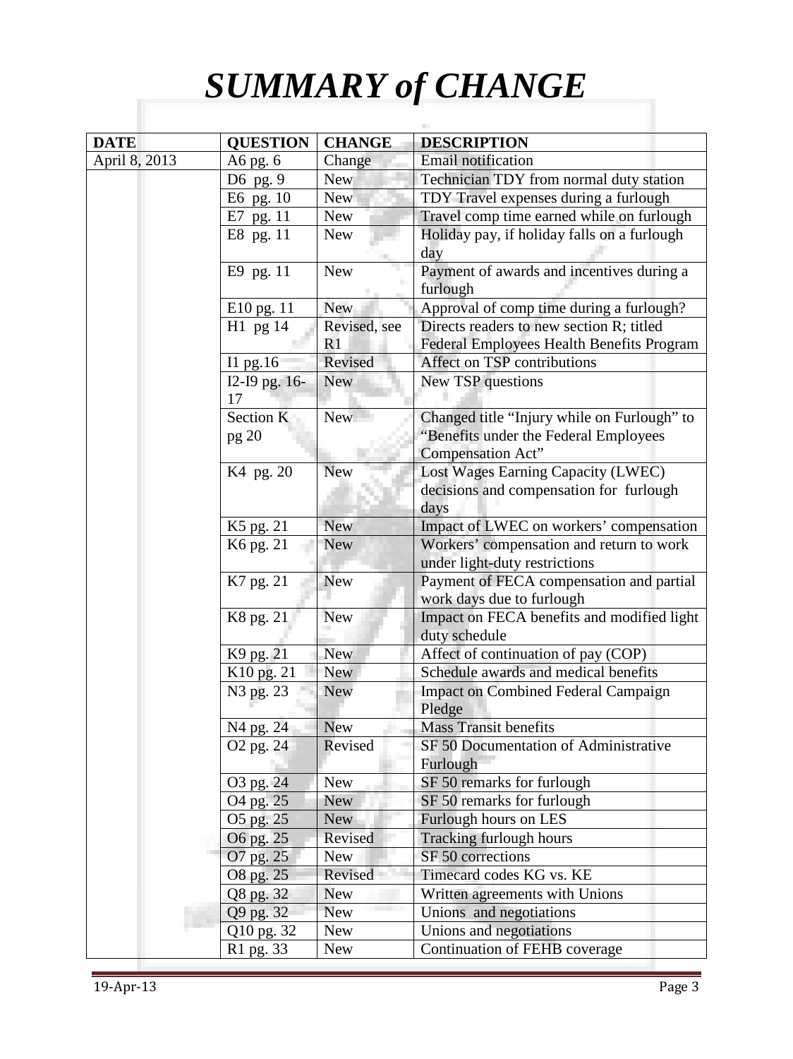# *SUMMARY of CHANGE*

| DATE | QUESTION | CHANGE | DESCRIPTION |
|---|---|---|---|
| April 8, 2013 | A6 pg. 6 | Change | Email notification |
| | D6 pg. 9 | New | Technician TDY from normal duty station |
| | E6 pg. 10 | New | TDY Travel expenses during a furlough |
| | E7 pg. 11 | New | Travel comp time earned while on furlough |
| | E8 pg. 11 | New | Holiday pay, if holiday falls on a furlough day |
| | E9 pg. 11 | New | Payment of awards and incentives during a furlough |
| | E10 pg. 11 | New | Approval of comp time during a furlough? |
| | H1 pg 14 | Revised, see R1 | Directs readers to new section R; titled Federal Employees Health Benefits Program |
| | I1 pg.16 | Revised | Affect on TSP contributions |
| | I2-I9 pg. 16-17 | New | New TSP questions |
| | Section K pg 20 | New | Changed title "Injury while on Furlough" to "Benefits under the Federal Employees Compensation Act" |
| | K4 pg. 20 | New | Lost Wages Earning Capacity (LWEC) decisions and compensation for furlough days |
| | K5 pg. 21 | New | Impact of LWEC on workers' compensation |
| | K6 pg. 21 | New | Workers' compensation and return to work under light-duty restrictions |
| | K7 pg. 21 | New | Payment of FECA compensation and partial work days due to furlough |
| | K8 pg. 21 | New | Impact on FECA benefits and modified light duty schedule |
| | K9 pg. 21 | New | Affect of continuation of pay (COP) |
| | K10 pg. 21 | New | Schedule awards and medical benefits |
| | N3 pg. 23 | New | Impact on Combined Federal Campaign Pledge |
| | N4 pg. 24 | New | Mass Transit benefits |
| | O2 pg. 24 | Revised | SF 50 Documentation of Administrative Furlough |
| | O3 pg. 24 | New | SF 50 remarks for furlough |
| | O4 pg. 25 | New | SF 50 remarks for furlough |
| | O5 pg. 25 | New | Furlough hours on LES |
| | O6 pg. 25 | Revised | Tracking furlough hours |
| | O7 pg. 25 | New | SF 50 corrections |
| | O8 pg. 25 | Revised | Timecard codes KG vs. KE |
| | Q8 pg. 32 | New | Written agreements with Unions |
| | Q9 pg. 32 | New | Unions and negotiations |
| | Q10 pg. 32 | New | Unions and negotiations |
| | R1 pg. 33 | New | Continuation of FEHB coverage |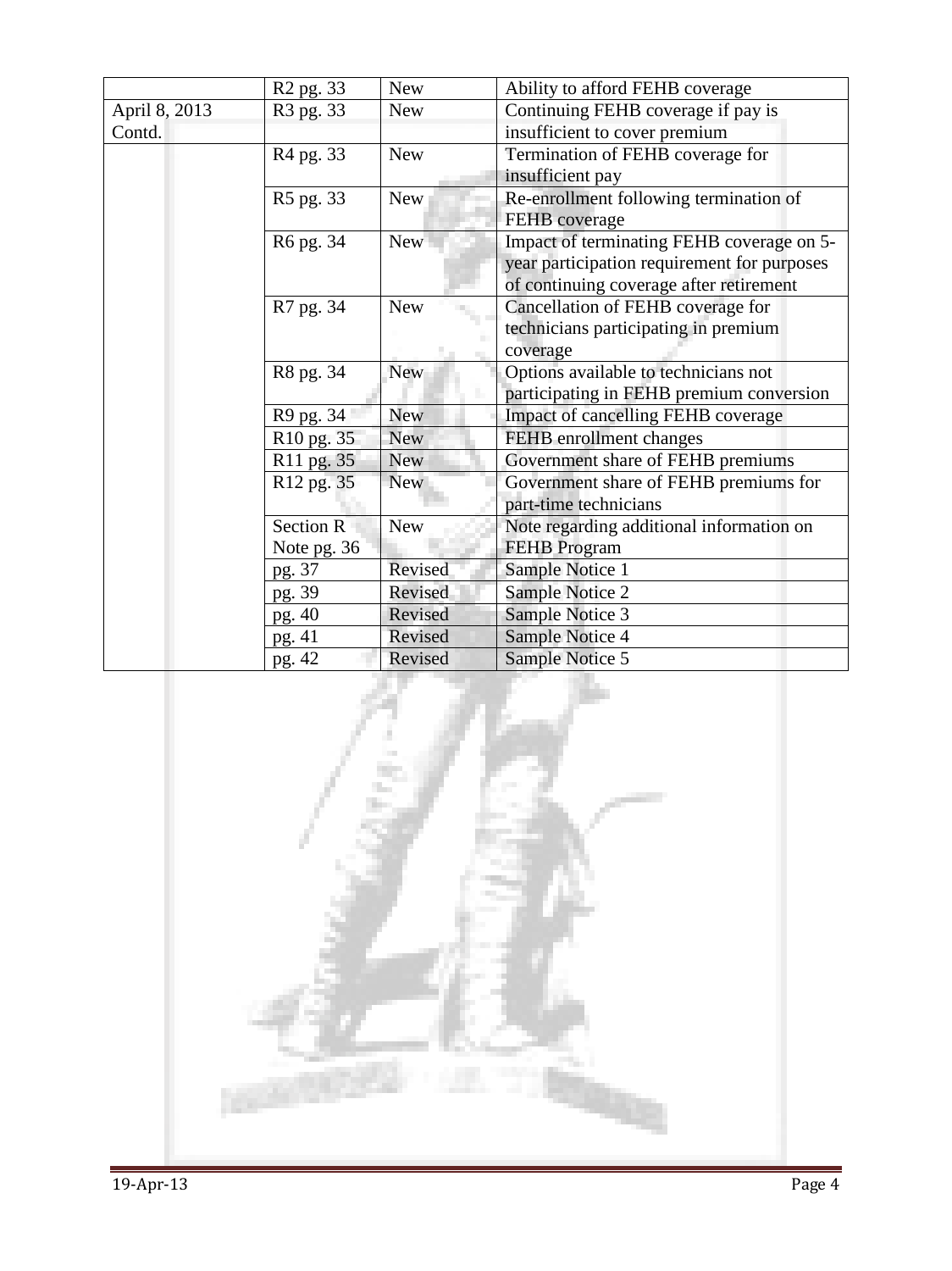| | | | |
|---|---|---|---|
| | R2 pg. 33 | New | Ability to afford FEHB coverage |
| April 8, 2013 Contd. | R3 pg. 33 | New | Continuing FEHB coverage if pay is insufficient to cover premium |
| | R4 pg. 33 | New | Termination of FEHB coverage for insufficient pay |
| | R5 pg. 33 | New | Re-enrollment following termination of FEHB coverage |
| | R6 pg. 34 | New | Impact of terminating FEHB coverage on 5-year participation requirement for purposes of continuing coverage after retirement |
| | R7 pg. 34 | New | Cancellation of FEHB coverage for technicians participating in premium coverage |
| | R8 pg. 34 | New | Options available to technicians not participating in FEHB premium conversion |
| | R9 pg. 34 | New | Impact of cancelling FEHB coverage |
| | R10 pg. 35 | New | FEHB enrollment changes |
| | R11 pg. 35 | New | Government share of FEHB premiums |
| | R12 pg. 35 | New | Government share of FEHB premiums for part-time technicians |
| | Section R Note pg. 36 | New | Note regarding additional information on FEHB Program |
| | pg. 37 | Revised | Sample Notice 1 |
| | pg. 39 | Revised | Sample Notice 2 |
| | pg. 40 | Revised | Sample Notice 3 |
| | pg. 41 | Revised | Sample Notice 4 |
| | pg. 42 | Revised | Sample Notice 5 |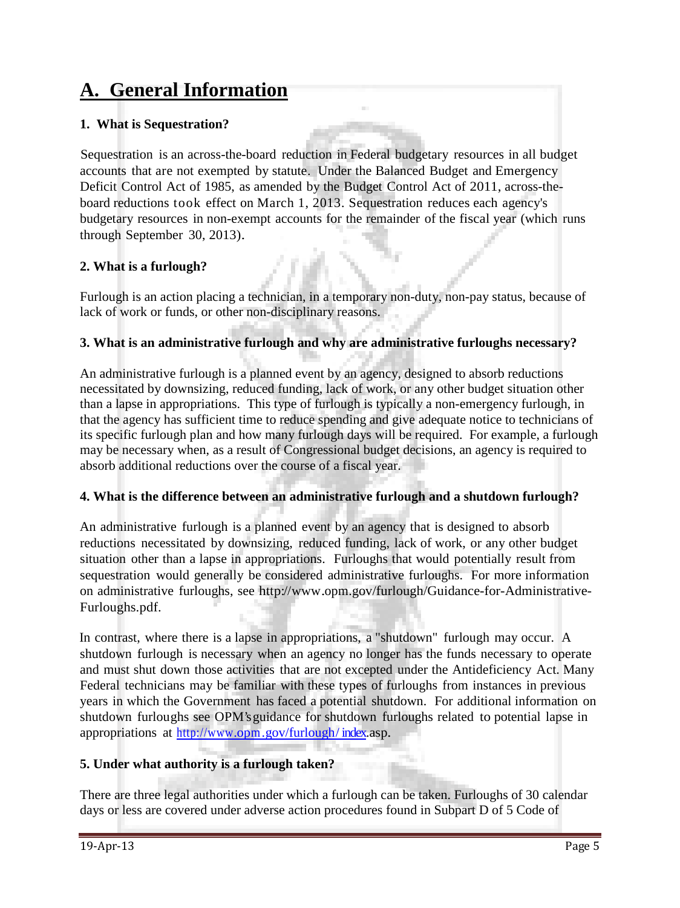# A. General Information

**1. What is Sequestration?**

Sequestration is an across-the-board reduction in Federal budgetary resources in all budget accounts that are not exempted by statute. Under the Balanced Budget and Emergency Deficit Control Act of 1985, as amended by the Budget Control Act of 2011, across-the-board reductions took effect on March 1, 2013. Sequestration reduces each agency's budgetary resources in non-exempt accounts for the remainder of the fiscal year (which runs through September 30, 2013).

**2. What is a furlough?**

Furlough is an action placing a technician, in a temporary non-duty, non-pay status, because of lack of work or funds, or other non-disciplinary reasons.

**3. What is an administrative furlough and why are administrative furloughs necessary?**

An administrative furlough is a planned event by an agency, designed to absorb reductions necessitated by downsizing, reduced funding, lack of work, or any other budget situation other than a lapse in appropriations. This type of furlough is typically a non-emergency furlough, in that the agency has sufficient time to reduce spending and give adequate notice to technicians of its specific furlough plan and how many furlough days will be required. For example, a furlough may be necessary when, as a result of Congressional budget decisions, an agency is required to absorb additional reductions over the course of a fiscal year.

**4. What is the difference between an administrative furlough and a shutdown furlough?**

An administrative furlough is a planned event by an agency that is designed to absorb reductions necessitated by downsizing, reduced funding, lack of work, or any other budget situation other than a lapse in appropriations. Furloughs that would potentially result from sequestration would generally be considered administrative furloughs. For more information on administrative furloughs, see http://www.opm.gov/furlough/Guidance-for-Administrative-Furloughs.pdf.

In contrast, where there is a lapse in appropriations, a "shutdown" furlough may occur. A shutdown furlough is necessary when an agency no longer has the funds necessary to operate and must shut down those activities that are not excepted under the Antideficiency Act. Many Federal technicians may be familiar with these types of furloughs from instances in previous years in which the Government has faced a potential shutdown. For additional information on shutdown furloughs see OPM's guidance for shutdown furloughs related to potential lapse in appropriations at http://www.opm.gov/furlough/index.asp.

**5. Under what authority is a furlough taken?**

There are three legal authorities under which a furlough can be taken. Furloughs of 30 calendar days or less are covered under adverse action procedures found in Subpart D of 5 Code of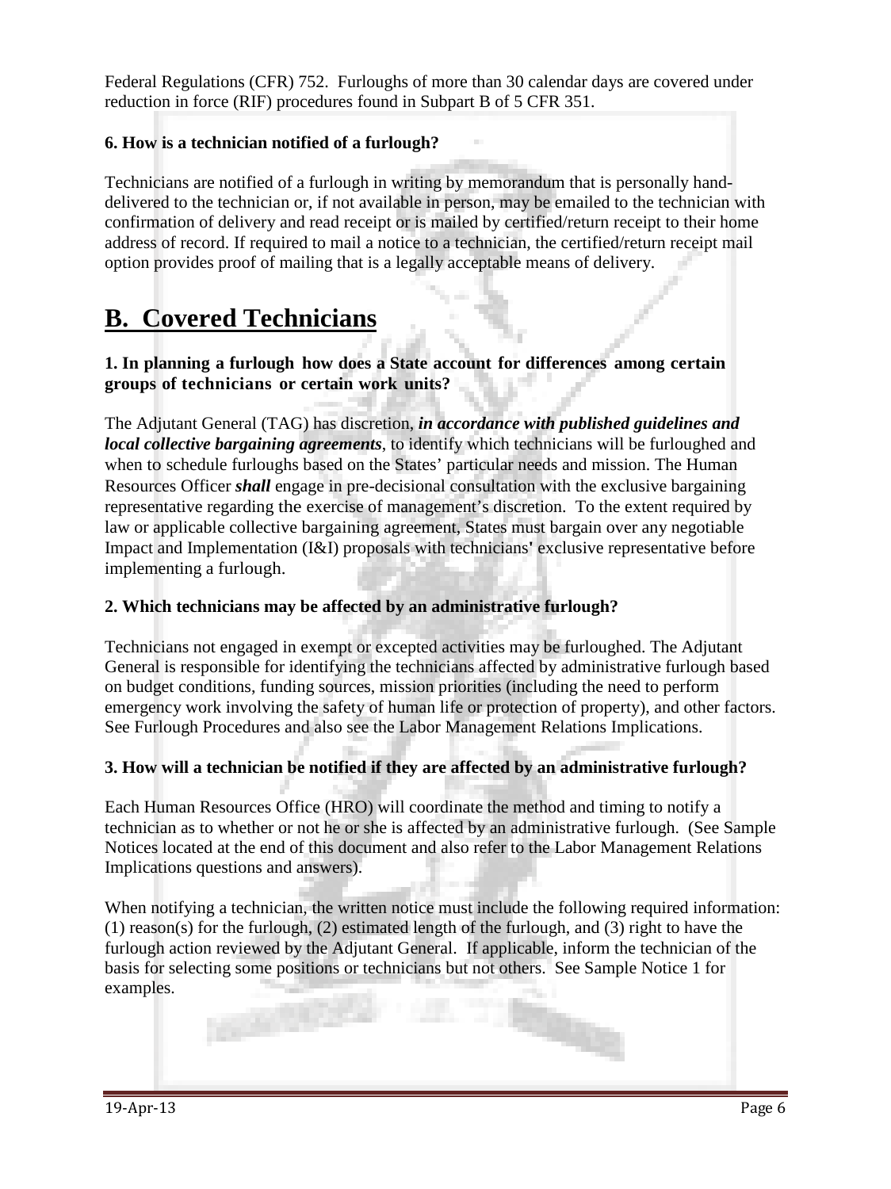Federal Regulations (CFR) 752. Furloughs of more than 30 calendar days are covered under reduction in force (RIF) procedures found in Subpart B of 5 CFR 351.

### 6. How is a technician notified of a furlough?

Technicians are notified of a furlough in writing by memorandum that is personally hand-delivered to the technician or, if not available in person, may be emailed to the technician with confirmation of delivery and read receipt or is mailed by certified/return receipt to their home address of record. If required to mail a notice to a technician, the certified/return receipt mail option provides proof of mailing that is a legally acceptable means of delivery.

## B. Covered Technicians

### 1. In planning a furlough how does a State account for differences among certain groups of technicians or certain work units?

The Adjutant General (TAG) has discretion, ***in accordance with published guidelines and local collective bargaining agreements***, to identify which technicians will be furloughed and when to schedule furloughs based on the States' particular needs and mission. The Human Resources Officer ***shall*** engage in pre-decisional consultation with the exclusive bargaining representative regarding the exercise of management's discretion. To the extent required by law or applicable collective bargaining agreement, States must bargain over any negotiable Impact and Implementation (I&I) proposals with technicians' exclusive representative before implementing a furlough.

### 2. Which technicians may be affected by an administrative furlough?

Technicians not engaged in exempt or excepted activities may be furloughed. The Adjutant General is responsible for identifying the technicians affected by administrative furlough based on budget conditions, funding sources, mission priorities (including the need to perform emergency work involving the safety of human life or protection of property), and other factors. See Furlough Procedures and also see the Labor Management Relations Implications.

### 3. How will a technician be notified if they are affected by an administrative furlough?

Each Human Resources Office (HRO) will coordinate the method and timing to notify a technician as to whether or not he or she is affected by an administrative furlough. (See Sample Notices located at the end of this document and also refer to the Labor Management Relations Implications questions and answers).

When notifying a technician, the written notice must include the following required information: (1) reason(s) for the furlough, (2) estimated length of the furlough, and (3) right to have the furlough action reviewed by the Adjutant General. If applicable, inform the technician of the basis for selecting some positions or technicians but not others. See Sample Notice 1 for examples.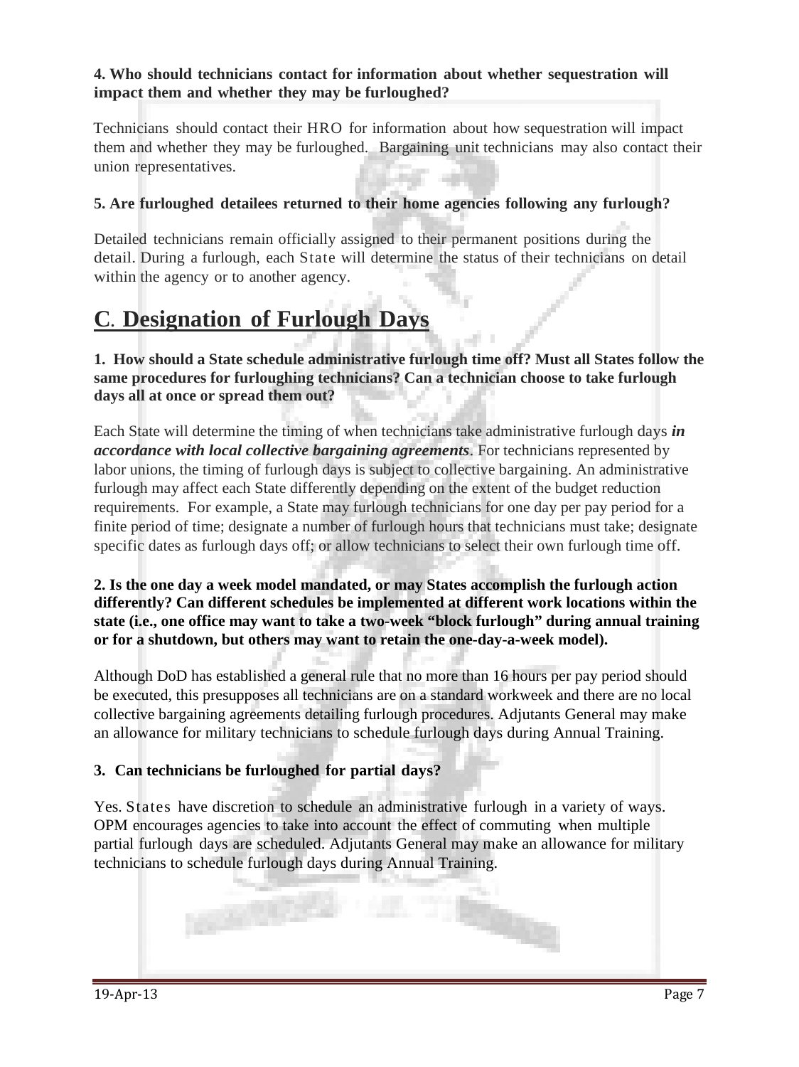**4. Who should technicians contact for information about whether sequestration will impact them and whether they may be furloughed?**

Technicians should contact their HRO for information about how sequestration will impact them and whether they may be furloughed. Bargaining unit technicians may also contact their union representatives.

**5. Are furloughed detailees returned to their home agencies following any furlough?**

Detailed technicians remain officially assigned to their permanent positions during the detail. During a furlough, each State will determine the status of their technicians on detail within the agency or to another agency.

## C. Designation of Furlough Days

**1. How should a State schedule administrative furlough time off? Must all States follow the same procedures for furloughing technicians? Can a technician choose to take furlough days all at once or spread them out?**

Each State will determine the timing of when technicians take administrative furlough days ***in accordance with local collective bargaining agreements***. For technicians represented by labor unions, the timing of furlough days is subject to collective bargaining. An administrative furlough may affect each State differently depending on the extent of the budget reduction requirements. For example, a State may furlough technicians for one day per pay period for a finite period of time; designate a number of furlough hours that technicians must take; designate specific dates as furlough days off; or allow technicians to select their own furlough time off.

**2. Is the one day a week model mandated, or may States accomplish the furlough action differently? Can different schedules be implemented at different work locations within the state (i.e., one office may want to take a two-week "block furlough" during annual training or for a shutdown, but others may want to retain the one-day-a-week model).**

Although DoD has established a general rule that no more than 16 hours per pay period should be executed, this presupposes all technicians are on a standard workweek and there are no local collective bargaining agreements detailing furlough procedures. Adjutants General may make an allowance for military technicians to schedule furlough days during Annual Training.

**3. Can technicians be furloughed for partial days?**

Yes. States have discretion to schedule an administrative furlough in a variety of ways. OPM encourages agencies to take into account the effect of commuting when multiple partial furlough days are scheduled. Adjutants General may make an allowance for military technicians to schedule furlough days during Annual Training.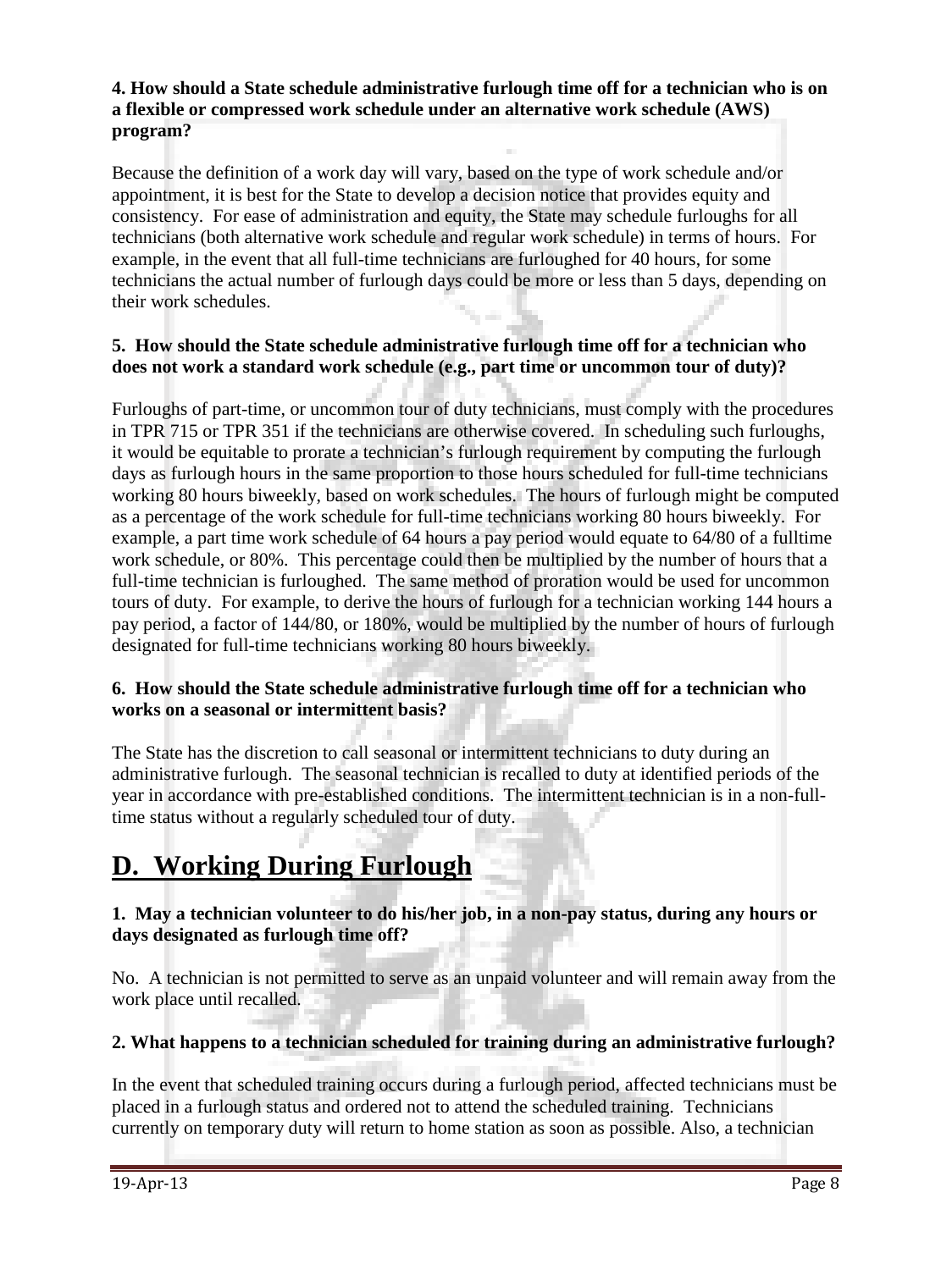**4. How should a State schedule administrative furlough time off for a technician who is on a flexible or compressed work schedule under an alternative work schedule (AWS) program?**

Because the definition of a work day will vary, based on the type of work schedule and/or appointment, it is best for the State to develop a decision notice that provides equity and consistency. For ease of administration and equity, the State may schedule furloughs for all technicians (both alternative work schedule and regular work schedule) in terms of hours. For example, in the event that all full-time technicians are furloughed for 40 hours, for some technicians the actual number of furlough days could be more or less than 5 days, depending on their work schedules.

**5. How should the State schedule administrative furlough time off for a technician who does not work a standard work schedule (e.g., part time or uncommon tour of duty)?**

Furloughs of part-time, or uncommon tour of duty technicians, must comply with the procedures in TPR 715 or TPR 351 if the technicians are otherwise covered. In scheduling such furloughs, it would be equitable to prorate a technician's furlough requirement by computing the furlough days as furlough hours in the same proportion to those hours scheduled for full-time technicians working 80 hours biweekly, based on work schedules. The hours of furlough might be computed as a percentage of the work schedule for full-time technicians working 80 hours biweekly. For example, a part time work schedule of 64 hours a pay period would equate to 64/80 of a fulltime work schedule, or 80%. This percentage could then be multiplied by the number of hours that a full-time technician is furloughed. The same method of proration would be used for uncommon tours of duty. For example, to derive the hours of furlough for a technician working 144 hours a pay period, a factor of 144/80, or 180%, would be multiplied by the number of hours of furlough designated for full-time technicians working 80 hours biweekly.

**6. How should the State schedule administrative furlough time off for a technician who works on a seasonal or intermittent basis?**

The State has the discretion to call seasonal or intermittent technicians to duty during an administrative furlough. The seasonal technician is recalled to duty at identified periods of the year in accordance with pre-established conditions. The intermittent technician is in a non-full-time status without a regularly scheduled tour of duty.

# D. Working During Furlough

**1. May a technician volunteer to do his/her job, in a non-pay status, during any hours or days designated as furlough time off?**

No. A technician is not permitted to serve as an unpaid volunteer and will remain away from the work place until recalled.

**2. What happens to a technician scheduled for training during an administrative furlough?**

In the event that scheduled training occurs during a furlough period, affected technicians must be placed in a furlough status and ordered not to attend the scheduled training. Technicians currently on temporary duty will return to home station as soon as possible. Also, a technician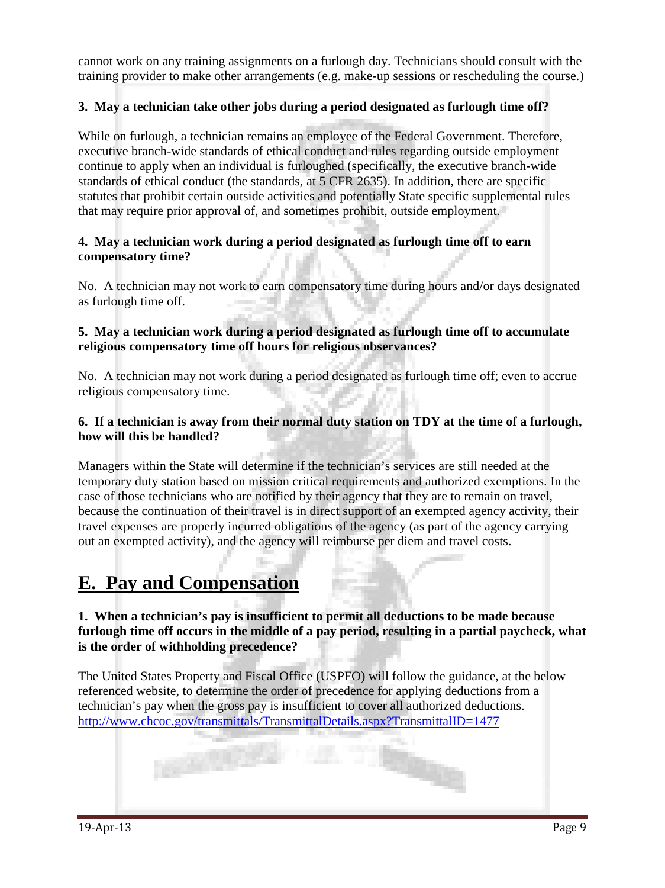cannot work on any training assignments on a furlough day. Technicians should consult with the training provider to make other arrangements (e.g. make-up sessions or rescheduling the course.)

**3. May a technician take other jobs during a period designated as furlough time off?**

While on furlough, a technician remains an employee of the Federal Government. Therefore, executive branch-wide standards of ethical conduct and rules regarding outside employment continue to apply when an individual is furloughed (specifically, the executive branch-wide standards of ethical conduct (the standards, at 5 CFR 2635). In addition, there are specific statutes that prohibit certain outside activities and potentially State specific supplemental rules that may require prior approval of, and sometimes prohibit, outside employment.

**4. May a technician work during a period designated as furlough time off to earn compensatory time?**

No. A technician may not work to earn compensatory time during hours and/or days designated as furlough time off.

**5. May a technician work during a period designated as furlough time off to accumulate religious compensatory time off hours for religious observances?**

No. A technician may not work during a period designated as furlough time off; even to accrue religious compensatory time.

**6. If a technician is away from their normal duty station on TDY at the time of a furlough, how will this be handled?**

Managers within the State will determine if the technician's services are still needed at the temporary duty station based on mission critical requirements and authorized exemptions. In the case of those technicians who are notified by their agency that they are to remain on travel, because the continuation of their travel is in direct support of an exempted agency activity, their travel expenses are properly incurred obligations of the agency (as part of the agency carrying out an exempted activity), and the agency will reimburse per diem and travel costs.

## E. Pay and Compensation

**1. When a technician's pay is insufficient to permit all deductions to be made because furlough time off occurs in the middle of a pay period, resulting in a partial paycheck, what is the order of withholding precedence?**

The United States Property and Fiscal Office (USPFO) will follow the guidance, at the below referenced website, to determine the order of precedence for applying deductions from a technician's pay when the gross pay is insufficient to cover all authorized deductions. http://www.chcoc.gov/transmittals/TransmittalDetails.aspx?TransmittalID=1477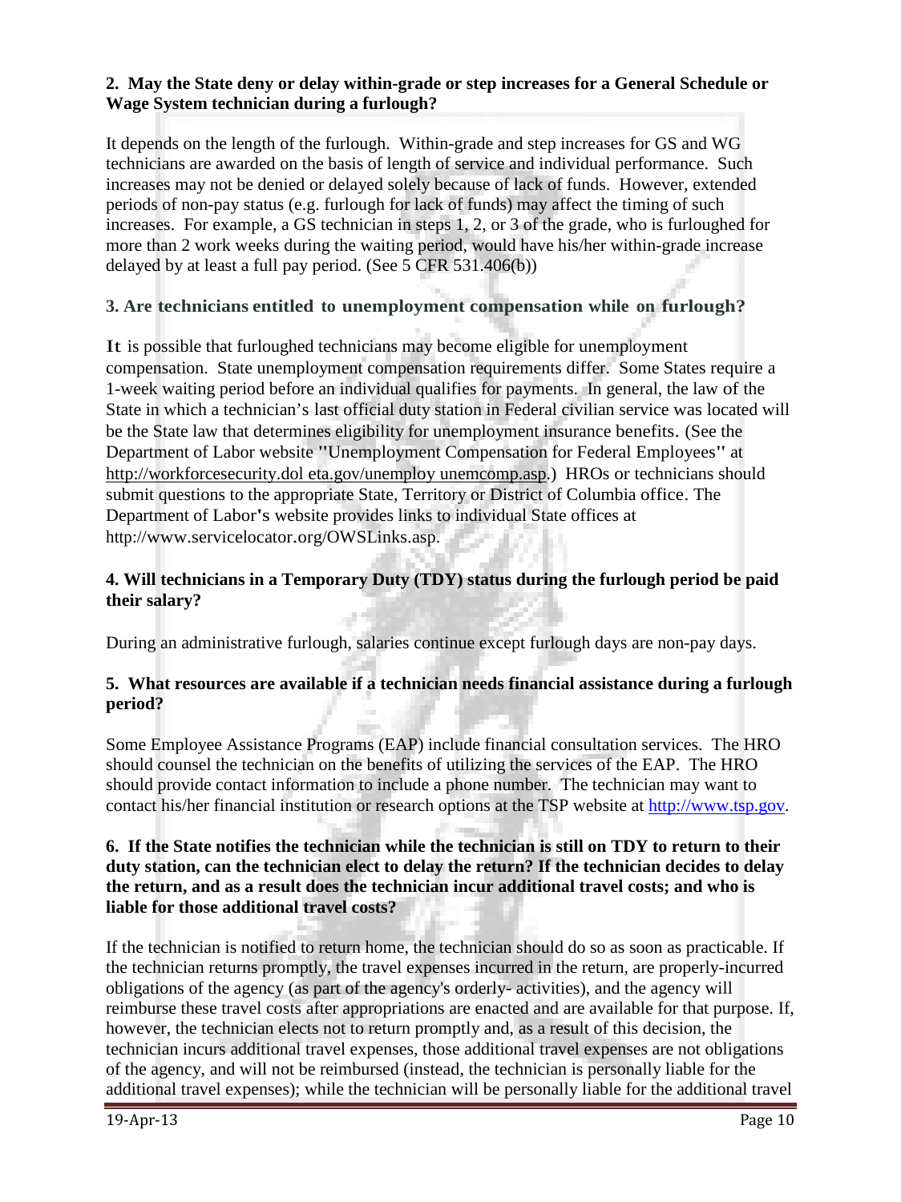**2. May the State deny or delay within-grade or step increases for a General Schedule or Wage System technician during a furlough?**

It depends on the length of the furlough. Within-grade and step increases for GS and WG technicians are awarded on the basis of length of service and individual performance. Such increases may not be denied or delayed solely because of lack of funds. However, extended periods of non-pay status (e.g. furlough for lack of funds) may affect the timing of such increases. For example, a GS technician in steps 1, 2, or 3 of the grade, who is furloughed for more than 2 work weeks during the waiting period, would have his/her within-grade increase delayed by at least a full pay period. (See 5 CFR 531.406(b))

**3. Are technicians entitled to unemployment compensation while on furlough?**

It is possible that furloughed technicians may become eligible for unemployment compensation. State unemployment compensation requirements differ. Some States require a 1-week waiting period before an individual qualifies for payments. In general, the law of the State in which a technician's last official duty station in Federal civilian service was located will be the State law that determines eligibility for unemployment insurance benefits. (See the Department of Labor website "Unemployment Compensation for Federal Employees" at http://workforcesecurity.dol eta.gov/unemploy unemcomp.asp.) HROs or technicians should submit questions to the appropriate State, Territory or District of Columbia office. The Department of Labor's website provides links to individual State offices at http://www.servicelocator.org/OWSLinks.asp.

**4. Will technicians in a Temporary Duty (TDY) status during the furlough period be paid their salary?**

During an administrative furlough, salaries continue except furlough days are non-pay days.

**5. What resources are available if a technician needs financial assistance during a furlough period?**

Some Employee Assistance Programs (EAP) include financial consultation services. The HRO should counsel the technician on the benefits of utilizing the services of the EAP. The HRO should provide contact information to include a phone number. The technician may want to contact his/her financial institution or research options at the TSP website at http://www.tsp.gov.

**6. If the State notifies the technician while the technician is still on TDY to return to their duty station, can the technician elect to delay the return? If the technician decides to delay the return, and as a result does the technician incur additional travel costs; and who is liable for those additional travel costs?**

If the technician is notified to return home, the technician should do so as soon as practicable. If the technician returns promptly, the travel expenses incurred in the return, are properly-incurred obligations of the agency (as part of the agency's orderly- activities), and the agency will reimburse these travel costs after appropriations are enacted and are available for that purpose. If, however, the technician elects not to return promptly and, as a result of this decision, the technician incurs additional travel expenses, those additional travel expenses are not obligations of the agency, and will not be reimbursed (instead, the technician is personally liable for the additional travel expenses); while the technician will be personally liable for the additional travel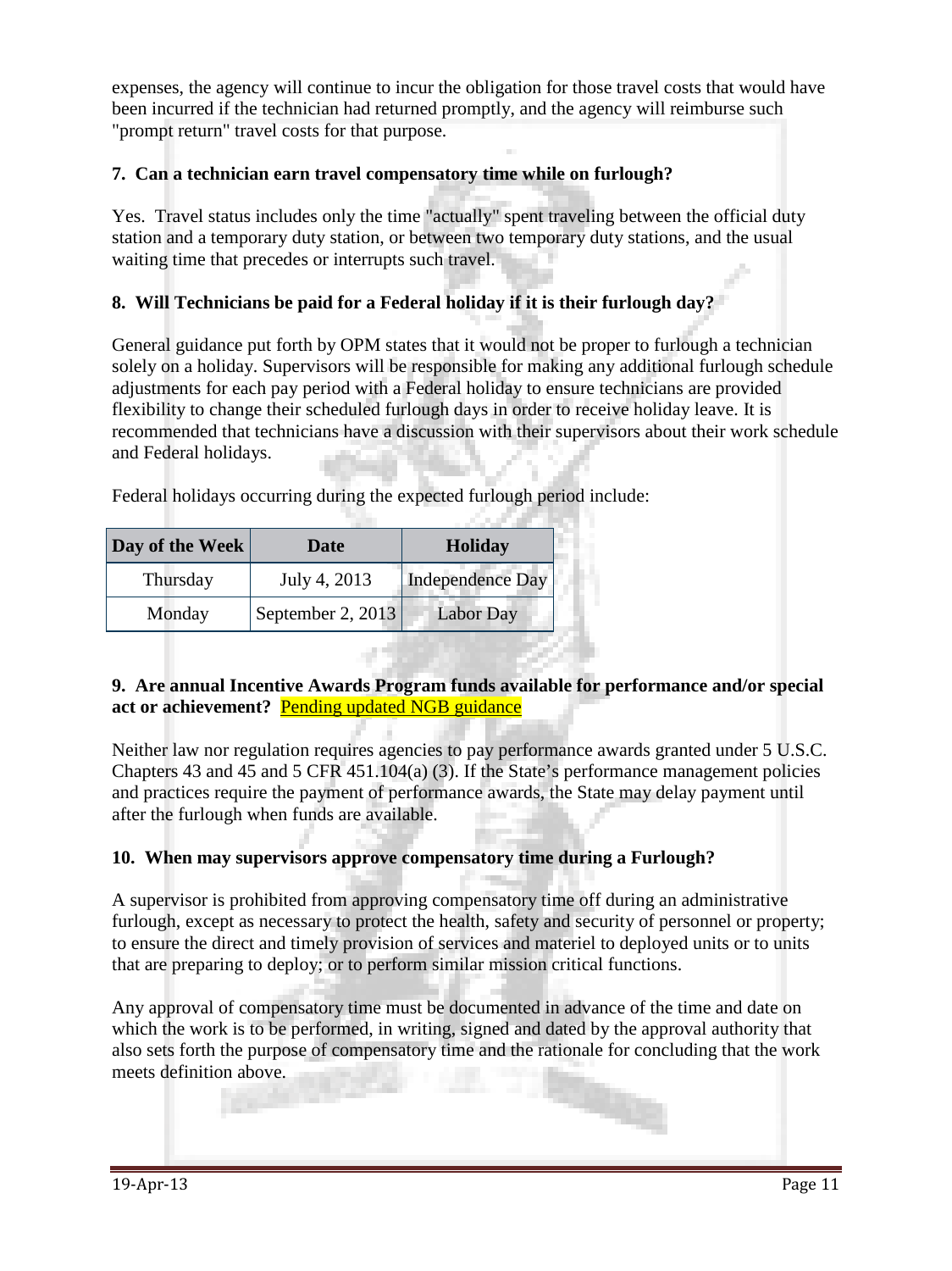expenses, the agency will continue to incur the obligation for those travel costs that would have been incurred if the technician had returned promptly, and the agency will reimburse such "prompt return" travel costs for that purpose.

**7. Can a technician earn travel compensatory time while on furlough?**

Yes. Travel status includes only the time "actually" spent traveling between the official duty station and a temporary duty station, or between two temporary duty stations, and the usual waiting time that precedes or interrupts such travel.

**8. Will Technicians be paid for a Federal holiday if it is their furlough day?**

General guidance put forth by OPM states that it would not be proper to furlough a technician solely on a holiday. Supervisors will be responsible for making any additional furlough schedule adjustments for each pay period with a Federal holiday to ensure technicians are provided flexibility to change their scheduled furlough days in order to receive holiday leave. It is recommended that technicians have a discussion with their supervisors about their work schedule and Federal holidays.

Federal holidays occurring during the expected furlough period include:

| Day of the Week | Date | Holiday |
|---|---|---|
| Thursday | July 4, 2013 | Independence Day |
| Monday | September 2, 2013 | Labor Day |

**9. Are annual Incentive Awards Program funds available for performance and/or special act or achievement?** Pending updated NGB guidance

Neither law nor regulation requires agencies to pay performance awards granted under 5 U.S.C. Chapters 43 and 45 and 5 CFR 451.104(a) (3). If the State's performance management policies and practices require the payment of performance awards, the State may delay payment until after the furlough when funds are available.

**10. When may supervisors approve compensatory time during a Furlough?**

A supervisor is prohibited from approving compensatory time off during an administrative furlough, except as necessary to protect the health, safety and security of personnel or property; to ensure the direct and timely provision of services and materiel to deployed units or to units that are preparing to deploy; or to perform similar mission critical functions.

Any approval of compensatory time must be documented in advance of the time and date on which the work is to be performed, in writing, signed and dated by the approval authority that also sets forth the purpose of compensatory time and the rationale for concluding that the work meets definition above.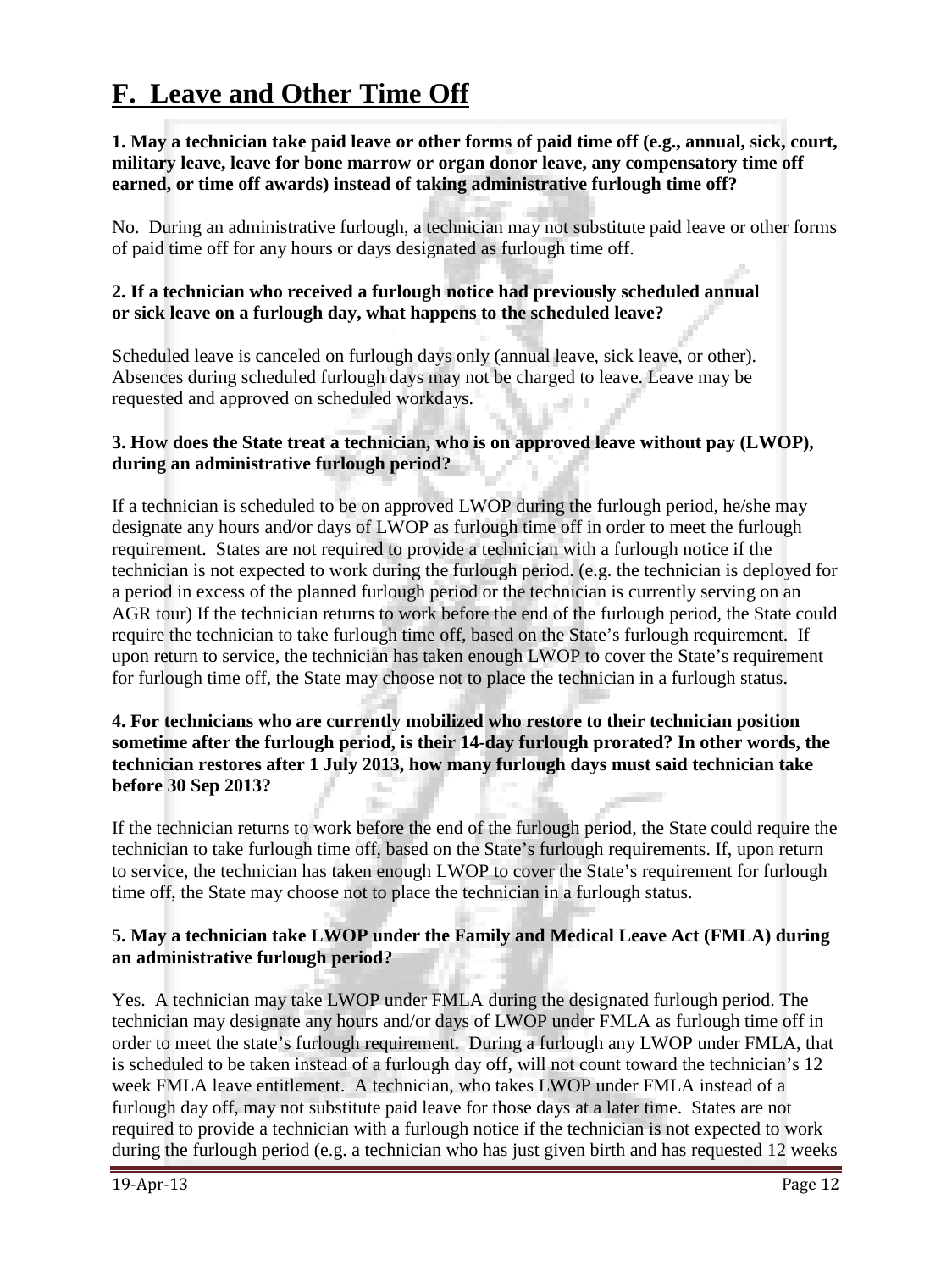# F. Leave and Other Time Off

**1. May a technician take paid leave or other forms of paid time off (e.g., annual, sick, court, military leave, leave for bone marrow or organ donor leave, any compensatory time off earned, or time off awards) instead of taking administrative furlough time off?**

No. During an administrative furlough, a technician may not substitute paid leave or other forms of paid time off for any hours or days designated as furlough time off.

**2. If a technician who received a furlough notice had previously scheduled annual or sick leave on a furlough day, what happens to the scheduled leave?**

Scheduled leave is canceled on furlough days only (annual leave, sick leave, or other). Absences during scheduled furlough days may not be charged to leave. Leave may be requested and approved on scheduled workdays.

**3. How does the State treat a technician, who is on approved leave without pay (LWOP), during an administrative furlough period?**

If a technician is scheduled to be on approved LWOP during the furlough period, he/she may designate any hours and/or days of LWOP as furlough time off in order to meet the furlough requirement. States are not required to provide a technician with a furlough notice if the technician is not expected to work during the furlough period. (e.g. the technician is deployed for a period in excess of the planned furlough period or the technician is currently serving on an AGR tour) If the technician returns to work before the end of the furlough period, the State could require the technician to take furlough time off, based on the State's furlough requirement. If upon return to service, the technician has taken enough LWOP to cover the State's requirement for furlough time off, the State may choose not to place the technician in a furlough status.

**4. For technicians who are currently mobilized who restore to their technician position sometime after the furlough period, is their 14-day furlough prorated? In other words, the technician restores after 1 July 2013, how many furlough days must said technician take before 30 Sep 2013?**

If the technician returns to work before the end of the furlough period, the State could require the technician to take furlough time off, based on the State's furlough requirements. If, upon return to service, the technician has taken enough LWOP to cover the State's requirement for furlough time off, the State may choose not to place the technician in a furlough status.

**5. May a technician take LWOP under the Family and Medical Leave Act (FMLA) during an administrative furlough period?**

Yes. A technician may take LWOP under FMLA during the designated furlough period. The technician may designate any hours and/or days of LWOP under FMLA as furlough time off in order to meet the state's furlough requirement. During a furlough any LWOP under FMLA, that is scheduled to be taken instead of a furlough day off, will not count toward the technician's 12 week FMLA leave entitlement. A technician, who takes LWOP under FMLA instead of a furlough day off, may not substitute paid leave for those days at a later time. States are not required to provide a technician with a furlough notice if the technician is not expected to work during the furlough period (e.g. a technician who has just given birth and has requested 12 weeks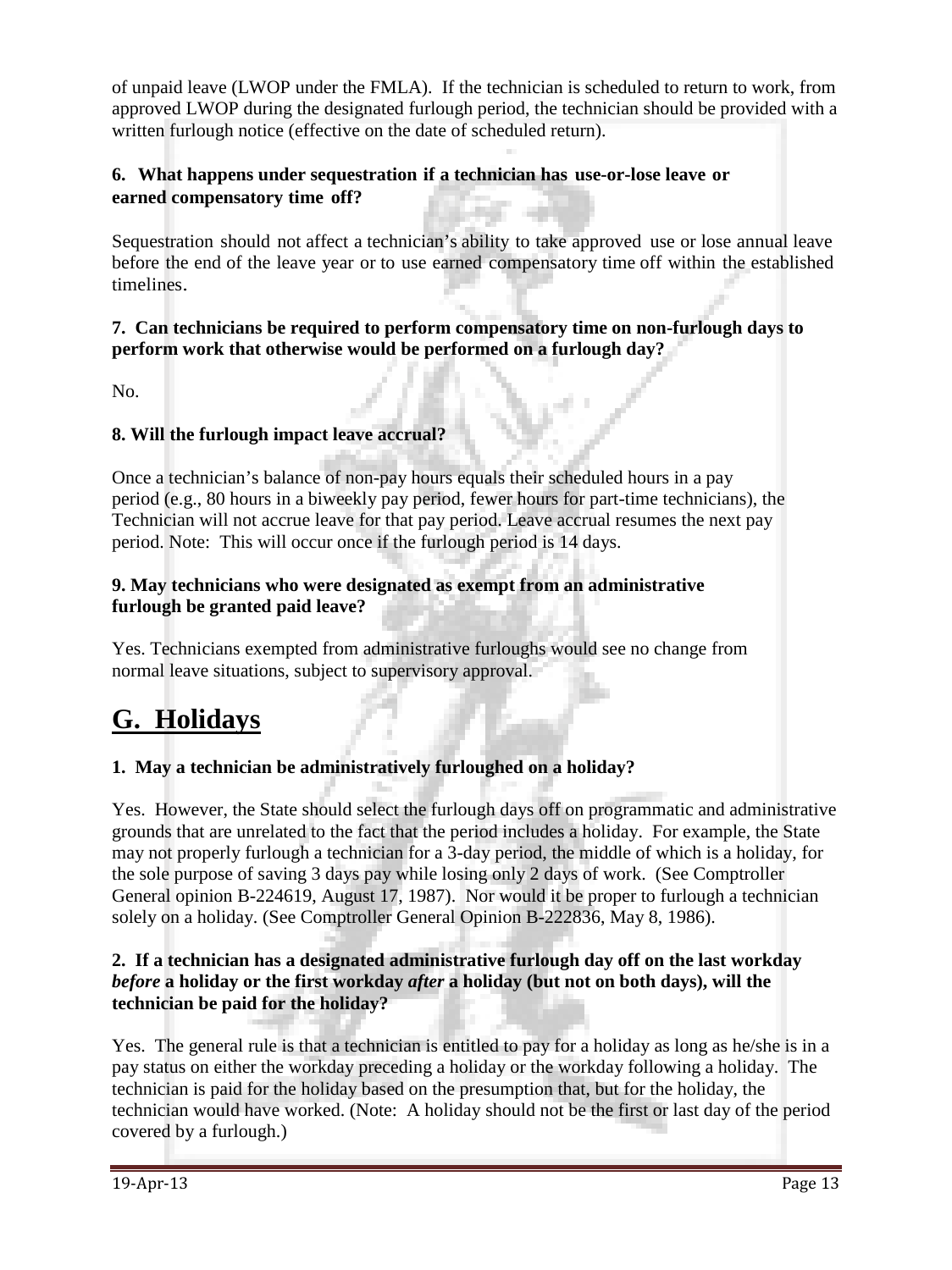of unpaid leave (LWOP under the FMLA). If the technician is scheduled to return to work, from approved LWOP during the designated furlough period, the technician should be provided with a written furlough notice (effective on the date of scheduled return).

**6. What happens under sequestration if a technician has use-or-lose leave or earned compensatory time off?**

Sequestration should not affect a technician's ability to take approved use or lose annual leave before the end of the leave year or to use earned compensatory time off within the established timelines.

**7. Can technicians be required to perform compensatory time on non-furlough days to perform work that otherwise would be performed on a furlough day?**

No.

**8. Will the furlough impact leave accrual?**

Once a technician's balance of non-pay hours equals their scheduled hours in a pay period (e.g., 80 hours in a biweekly pay period, fewer hours for part-time technicians), the Technician will not accrue leave for that pay period. Leave accrual resumes the next pay period. Note: This will occur once if the furlough period is 14 days.

**9. May technicians who were designated as exempt from an administrative furlough be granted paid leave?**

Yes. Technicians exempted from administrative furloughs would see no change from normal leave situations, subject to supervisory approval.

# G. Holidays

**1. May a technician be administratively furloughed on a holiday?**

Yes. However, the State should select the furlough days off on programmatic and administrative grounds that are unrelated to the fact that the period includes a holiday. For example, the State may not properly furlough a technician for a 3-day period, the middle of which is a holiday, for the sole purpose of saving 3 days pay while losing only 2 days of work. (See Comptroller General opinion B-224619, August 17, 1987). Nor would it be proper to furlough a technician solely on a holiday. (See Comptroller General Opinion B-222836, May 8, 1986).

**2. If a technician has a designated administrative furlough day off on the last workday *before* a holiday or the first workday *after* a holiday (but not on both days), will the technician be paid for the holiday?**

Yes. The general rule is that a technician is entitled to pay for a holiday as long as he/she is in a pay status on either the workday preceding a holiday or the workday following a holiday. The technician is paid for the holiday based on the presumption that, but for the holiday, the technician would have worked. (Note: A holiday should not be the first or last day of the period covered by a furlough.)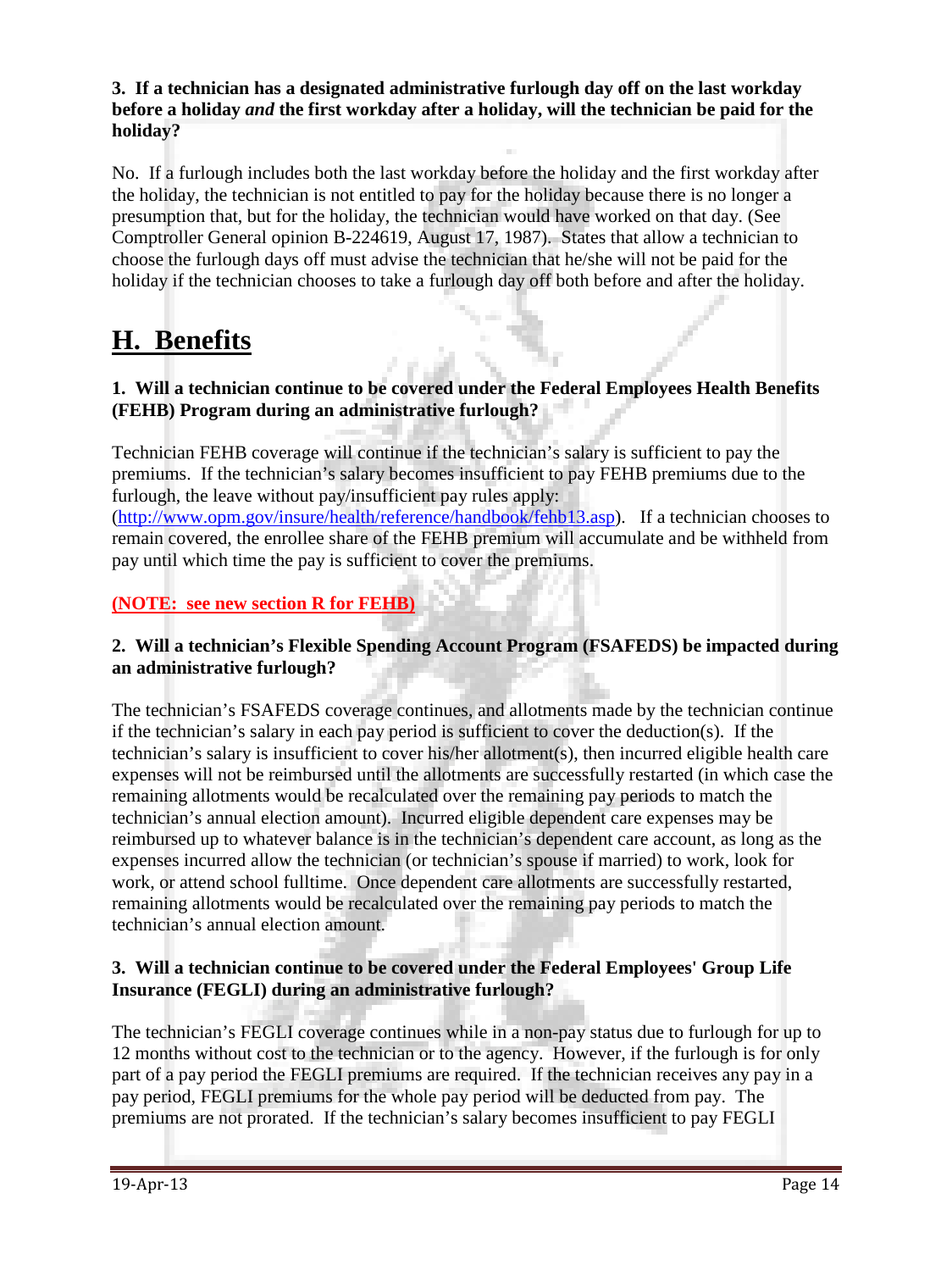**3. If a technician has a designated administrative furlough day off on the last workday before a holiday *and* the first workday after a holiday, will the technician be paid for the holiday?**

No. If a furlough includes both the last workday before the holiday and the first workday after the holiday, the technician is not entitled to pay for the holiday because there is no longer a presumption that, but for the holiday, the technician would have worked on that day. (See Comptroller General opinion B-224619, August 17, 1987). States that allow a technician to choose the furlough days off must advise the technician that he/she will not be paid for the holiday if the technician chooses to take a furlough day off both before and after the holiday.

# H. Benefits

**1. Will a technician continue to be covered under the Federal Employees Health Benefits (FEHB) Program during an administrative furlough?**

Technician FEHB coverage will continue if the technician's salary is sufficient to pay the premiums. If the technician's salary becomes insufficient to pay FEHB premiums due to the furlough, the leave without pay/insufficient pay rules apply: (http://www.opm.gov/insure/health/reference/handbook/fehb13.asp). If a technician chooses to remain covered, the enrollee share of the FEHB premium will accumulate and be withheld from pay until which time the pay is sufficient to cover the premiums.

**(NOTE: see new section R for FEHB)**

**2. Will a technician's Flexible Spending Account Program (FSAFEDS) be impacted during an administrative furlough?**

The technician's FSAFEDS coverage continues, and allotments made by the technician continue if the technician's salary in each pay period is sufficient to cover the deduction(s). If the technician's salary is insufficient to cover his/her allotment(s), then incurred eligible health care expenses will not be reimbursed until the allotments are successfully restarted (in which case the remaining allotments would be recalculated over the remaining pay periods to match the technician's annual election amount). Incurred eligible dependent care expenses may be reimbursed up to whatever balance is in the technician's dependent care account, as long as the expenses incurred allow the technician (or technician's spouse if married) to work, look for work, or attend school fulltime. Once dependent care allotments are successfully restarted, remaining allotments would be recalculated over the remaining pay periods to match the technician's annual election amount.

**3. Will a technician continue to be covered under the Federal Employees' Group Life Insurance (FEGLI) during an administrative furlough?**

The technician's FEGLI coverage continues while in a non-pay status due to furlough for up to 12 months without cost to the technician or to the agency. However, if the furlough is for only part of a pay period the FEGLI premiums are required. If the technician receives any pay in a pay period, FEGLI premiums for the whole pay period will be deducted from pay. The premiums are not prorated. If the technician's salary becomes insufficient to pay FEGLI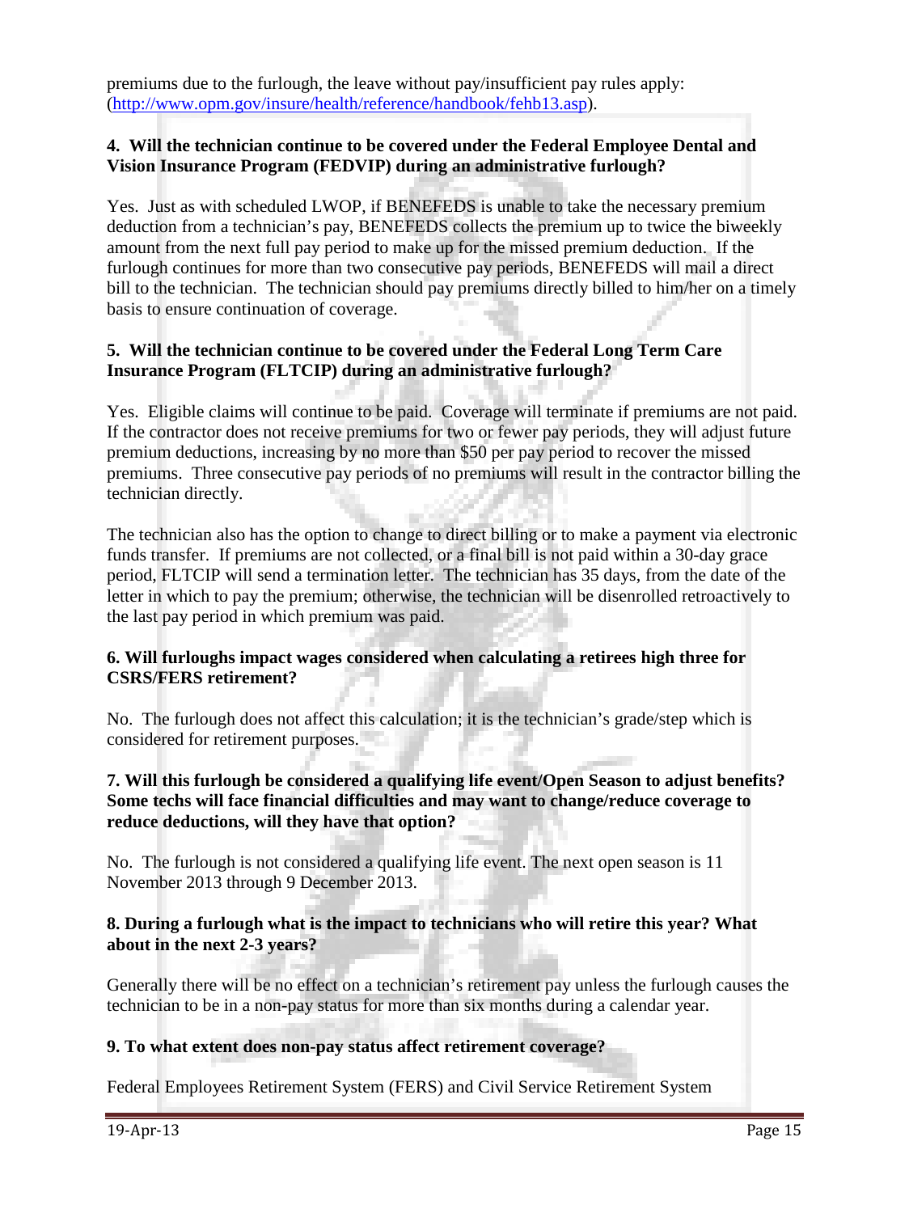premiums due to the furlough, the leave without pay/insufficient pay rules apply: (http://www.opm.gov/insure/health/reference/handbook/fehb13.asp).

**4. Will the technician continue to be covered under the Federal Employee Dental and Vision Insurance Program (FEDVIP) during an administrative furlough?**

Yes. Just as with scheduled LWOP, if BENEFEDS is unable to take the necessary premium deduction from a technician's pay, BENEFEDS collects the premium up to twice the biweekly amount from the next full pay period to make up for the missed premium deduction. If the furlough continues for more than two consecutive pay periods, BENEFEDS will mail a direct bill to the technician. The technician should pay premiums directly billed to him/her on a timely basis to ensure continuation of coverage.

**5. Will the technician continue to be covered under the Federal Long Term Care Insurance Program (FLTCIP) during an administrative furlough?**

Yes. Eligible claims will continue to be paid. Coverage will terminate if premiums are not paid. If the contractor does not receive premiums for two or fewer pay periods, they will adjust future premium deductions, increasing by no more than $50 per pay period to recover the missed premiums. Three consecutive pay periods of no premiums will result in the contractor billing the technician directly.

The technician also has the option to change to direct billing or to make a payment via electronic funds transfer. If premiums are not collected, or a final bill is not paid within a 30-day grace period, FLTCIP will send a termination letter. The technician has 35 days, from the date of the letter in which to pay the premium; otherwise, the technician will be disenrolled retroactively to the last pay period in which premium was paid.

**6. Will furloughs impact wages considered when calculating a retirees high three for CSRS/FERS retirement?**

No. The furlough does not affect this calculation; it is the technician's grade/step which is considered for retirement purposes.

**7. Will this furlough be considered a qualifying life event/Open Season to adjust benefits? Some techs will face financial difficulties and may want to change/reduce coverage to reduce deductions, will they have that option?**

No. The furlough is not considered a qualifying life event. The next open season is 11 November 2013 through 9 December 2013.

**8. During a furlough what is the impact to technicians who will retire this year? What about in the next 2-3 years?**

Generally there will be no effect on a technician's retirement pay unless the furlough causes the technician to be in a non-pay status for more than six months during a calendar year.

**9. To what extent does non-pay status affect retirement coverage?**

Federal Employees Retirement System (FERS) and Civil Service Retirement System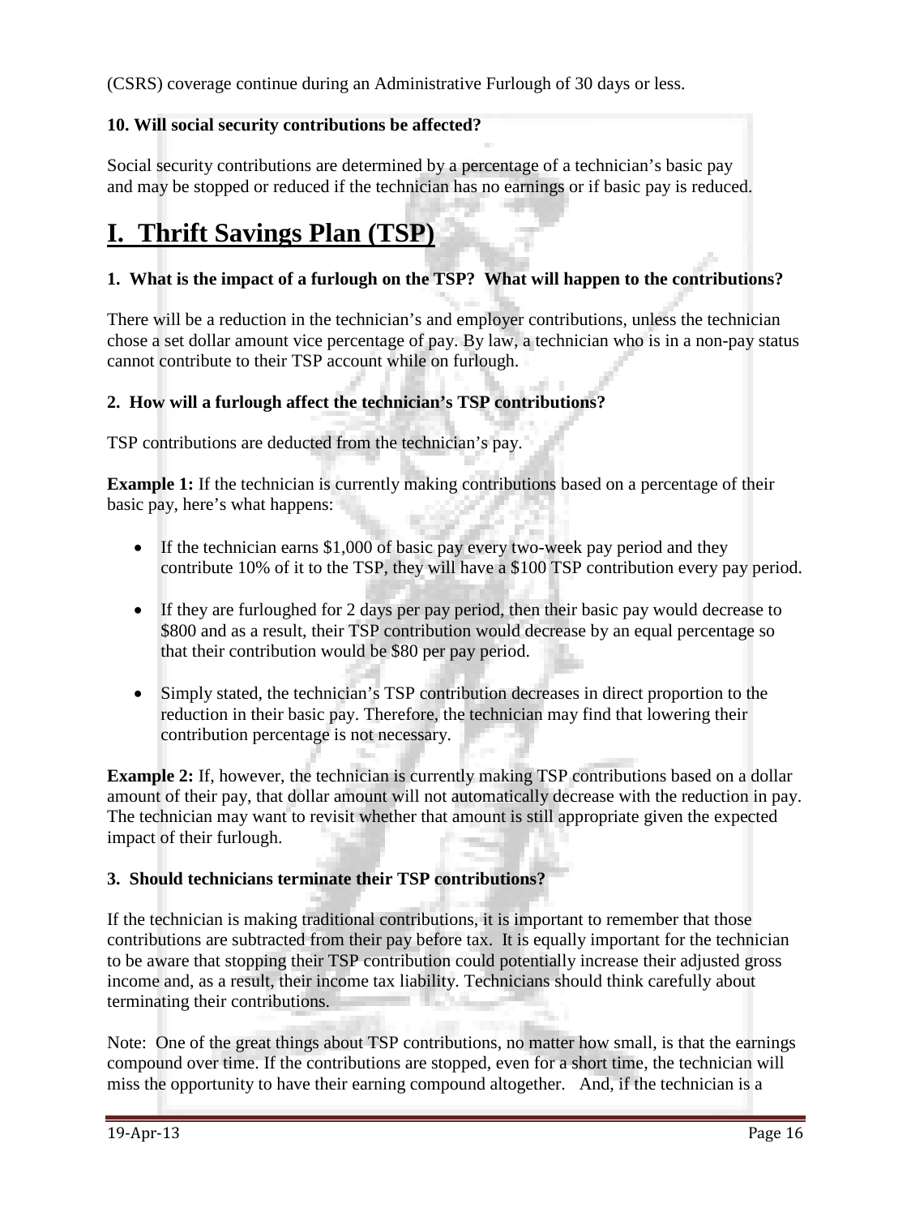(CSRS) coverage continue during an Administrative Furlough of 30 days or less.

**10. Will social security contributions be affected?**

Social security contributions are determined by a percentage of a technician's basic pay and may be stopped or reduced if the technician has no earnings or if basic pay is reduced.

# I. Thrift Savings Plan (TSP)

**1. What is the impact of a furlough on the TSP? What will happen to the contributions?**

There will be a reduction in the technician's and employer contributions, unless the technician chose a set dollar amount vice percentage of pay. By law, a technician who is in a non-pay status cannot contribute to their TSP account while on furlough.

**2. How will a furlough affect the technician's TSP contributions?**

TSP contributions are deducted from the technician's pay.

**Example 1:** If the technician is currently making contributions based on a percentage of their basic pay, here's what happens:

- If the technician earns $1,000 of basic pay every two-week pay period and they contribute 10% of it to the TSP, they will have a $100 TSP contribution every pay period.
- If they are furloughed for 2 days per pay period, then their basic pay would decrease to $800 and as a result, their TSP contribution would decrease by an equal percentage so that their contribution would be $80 per pay period.
- Simply stated, the technician's TSP contribution decreases in direct proportion to the reduction in their basic pay. Therefore, the technician may find that lowering their contribution percentage is not necessary.

**Example 2:** If, however, the technician is currently making TSP contributions based on a dollar amount of their pay, that dollar amount will not automatically decrease with the reduction in pay. The technician may want to revisit whether that amount is still appropriate given the expected impact of their furlough.

**3. Should technicians terminate their TSP contributions?**

If the technician is making traditional contributions, it is important to remember that those contributions are subtracted from their pay before tax. It is equally important for the technician to be aware that stopping their TSP contribution could potentially increase their adjusted gross income and, as a result, their income tax liability. Technicians should think carefully about terminating their contributions.

Note: One of the great things about TSP contributions, no matter how small, is that the earnings compound over time. If the contributions are stopped, even for a short time, the technician will miss the opportunity to have their earning compound altogether. And, if the technician is a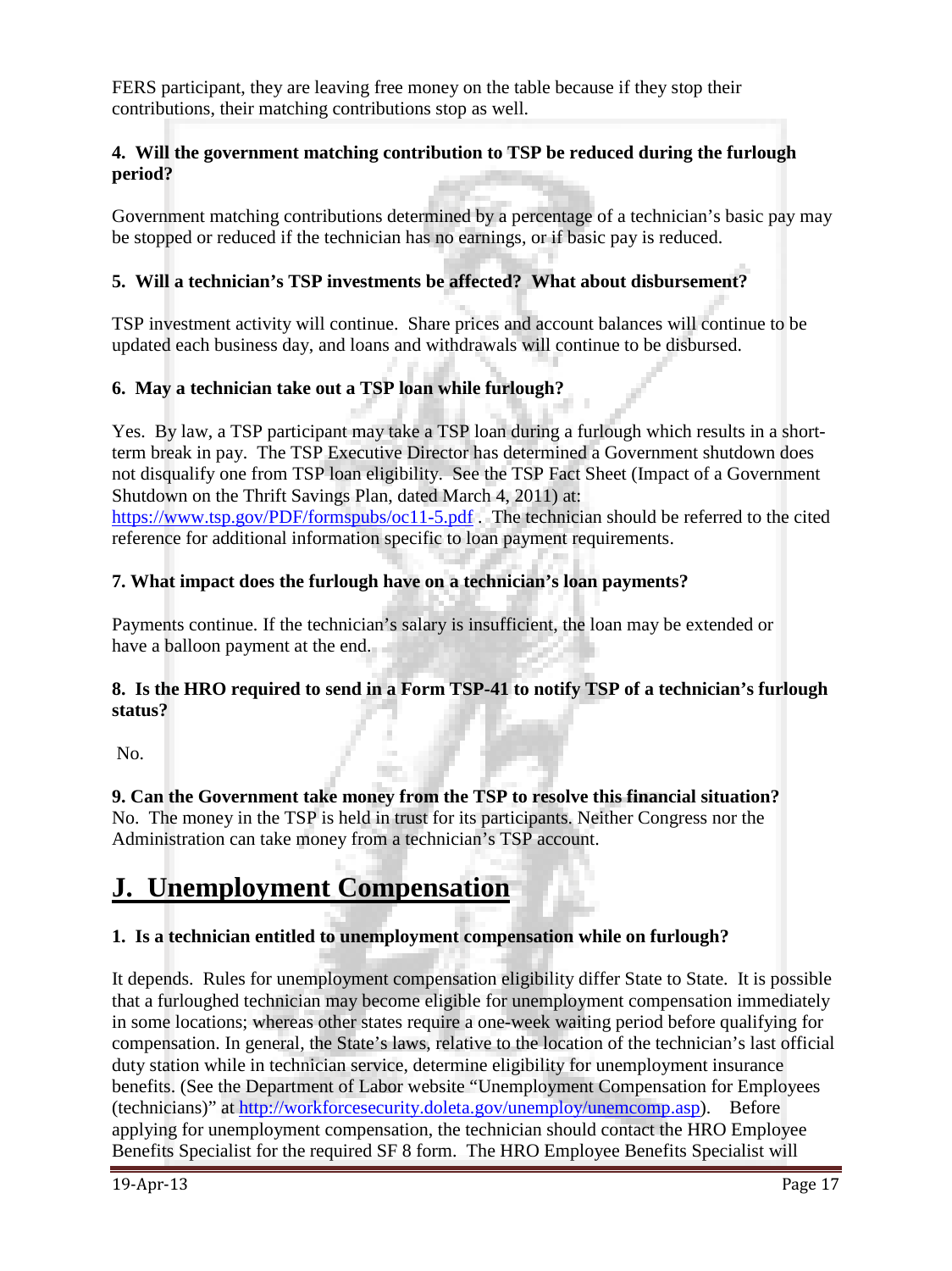FERS participant, they are leaving free money on the table because if they stop their contributions, their matching contributions stop as well.

**4. Will the government matching contribution to TSP be reduced during the furlough period?**

Government matching contributions determined by a percentage of a technician's basic pay may be stopped or reduced if the technician has no earnings, or if basic pay is reduced.

**5. Will a technician's TSP investments be affected? What about disbursement?**

TSP investment activity will continue. Share prices and account balances will continue to be updated each business day, and loans and withdrawals will continue to be disbursed.

**6. May a technician take out a TSP loan while furlough?**

Yes. By law, a TSP participant may take a TSP loan during a furlough which results in a short-term break in pay. The TSP Executive Director has determined a Government shutdown does not disqualify one from TSP loan eligibility. See the TSP Fact Sheet (Impact of a Government Shutdown on the Thrift Savings Plan, dated March 4, 2011) at: https://www.tsp.gov/PDF/formspubs/oc11-5.pdf . The technician should be referred to the cited reference for additional information specific to loan payment requirements.

**7. What impact does the furlough have on a technician's loan payments?**

Payments continue. If the technician's salary is insufficient, the loan may be extended or have a balloon payment at the end.

**8. Is the HRO required to send in a Form TSP-41 to notify TSP of a technician's furlough status?**

No.

**9. Can the Government take money from the TSP to resolve this financial situation?**
No. The money in the TSP is held in trust for its participants. Neither Congress nor the Administration can take money from a technician's TSP account.

# J. Unemployment Compensation

**1. Is a technician entitled to unemployment compensation while on furlough?**

It depends. Rules for unemployment compensation eligibility differ State to State. It is possible that a furloughed technician may become eligible for unemployment compensation immediately in some locations; whereas other states require a one-week waiting period before qualifying for compensation. In general, the State's laws, relative to the location of the technician's last official duty station while in technician service, determine eligibility for unemployment insurance benefits. (See the Department of Labor website "Unemployment Compensation for Employees (technicians)" at http://workforcesecurity.doleta.gov/unemploy/unemcomp.asp). Before applying for unemployment compensation, the technician should contact the HRO Employee Benefits Specialist for the required SF 8 form. The HRO Employee Benefits Specialist will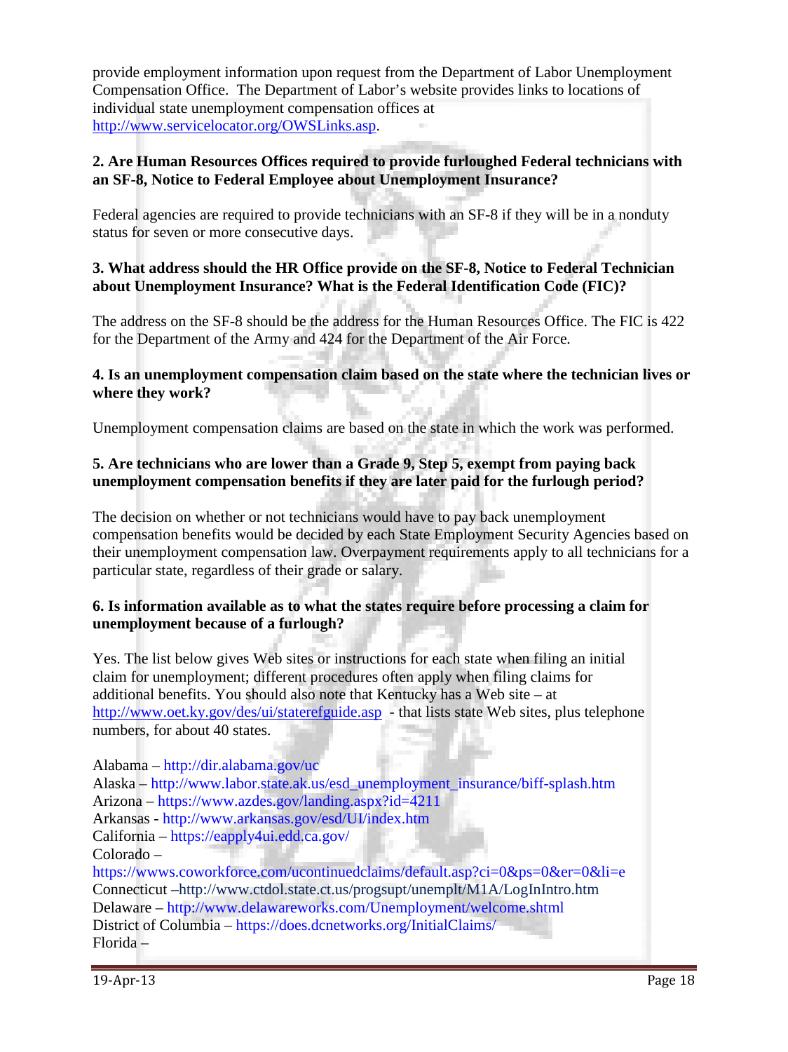provide employment information upon request from the Department of Labor Unemployment Compensation Office. The Department of Labor's website provides links to locations of individual state unemployment compensation offices at http://www.servicelocator.org/OWSLinks.asp.

**2. Are Human Resources Offices required to provide furloughed Federal technicians with an SF-8, Notice to Federal Employee about Unemployment Insurance?**

Federal agencies are required to provide technicians with an SF-8 if they will be in a nonduty status for seven or more consecutive days.

**3. What address should the HR Office provide on the SF-8, Notice to Federal Technician about Unemployment Insurance? What is the Federal Identification Code (FIC)?**

The address on the SF-8 should be the address for the Human Resources Office. The FIC is 422 for the Department of the Army and 424 for the Department of the Air Force.

**4. Is an unemployment compensation claim based on the state where the technician lives or where they work?**

Unemployment compensation claims are based on the state in which the work was performed.

**5. Are technicians who are lower than a Grade 9, Step 5, exempt from paying back unemployment compensation benefits if they are later paid for the furlough period?**

The decision on whether or not technicians would have to pay back unemployment compensation benefits would be decided by each State Employment Security Agencies based on their unemployment compensation law. Overpayment requirements apply to all technicians for a particular state, regardless of their grade or salary.

**6. Is information available as to what the states require before processing a claim for unemployment because of a furlough?**

Yes. The list below gives Web sites or instructions for each state when filing an initial claim for unemployment; different procedures often apply when filing claims for additional benefits. You should also note that Kentucky has a Web site – at http://www.oet.ky.gov/des/ui/staterefguide.asp - that lists state Web sites, plus telephone numbers, for about 40 states.

Alabama – http://dir.alabama.gov/uc
Alaska – http://www.labor.state.ak.us/esd_unemployment_insurance/biff-splash.htm
Arizona – https://www.azdes.gov/landing.aspx?id=4211
Arkansas - http://www.arkansas.gov/esd/UI/index.htm
California – https://eapply4ui.edd.ca.gov/
Colorado – https://wwws.coworkforce.com/ucontinuedclaims/default.asp?ci=0&ps=0&er=0&li=e
Connecticut –http://www.ctdol.state.ct.us/progsupt/unemplt/M1A/LogInIntro.htm
Delaware – http://www.delawareworks.com/Unemployment/welcome.shtml
District of Columbia – https://does.dcnetworks.org/InitialClaims/
Florida –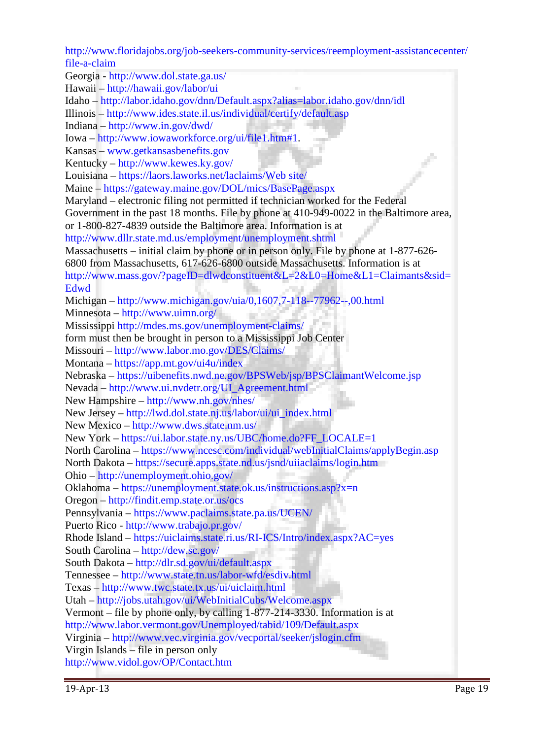http://www.floridajobs.org/job-seekers-community-services/reemployment-assistancecenter/file-a-claim
Georgia - http://www.dol.state.ga.us/
Hawaii – http://hawaii.gov/labor/ui
Idaho – http://labor.idaho.gov/dnn/Default.aspx?alias=labor.idaho.gov/dnn/idl
Illinois – http://www.ides.state.il.us/individual/certify/default.asp
Indiana – http://www.in.gov/dwd/
Iowa – http://www.iowaworkforce.org/ui/file1.htm#1.
Kansas – www.getkansasbenefits.gov
Kentucky – http://www.kewes.ky.gov/
Louisiana – https://laors.laworks.net/laclaims/Web site/
Maine – https://gateway.maine.gov/DOL/mics/BasePage.aspx
Maryland – electronic filing not permitted if technician worked for the Federal Government in the past 18 months. File by phone at 410-949-0022 in the Baltimore area, or 1-800-827-4839 outside the Baltimore area. Information is at http://www.dllr.state.md.us/employment/unemployment.shtml
Massachusetts – initial claim by phone or in person only. File by phone at 1-877-626-6800 from Massachusetts, 617-626-6800 outside Massachusetts. Information is at http://www.mass.gov/?pageID=dlwdconstituent&L=2&L0=Home&L1=Claimants&sid=Edwd
Michigan – http://www.michigan.gov/uia/0,1607,7-118--77962--,00.html
Minnesota – http://www.uimn.org/
Mississippi http://mdes.ms.gov/unemployment-claims/
form must then be brought in person to a Mississippi Job Center
Missouri – http://www.labor.mo.gov/DES/Claims/
Montana – https://app.mt.gov/ui4u/index
Nebraska – https://uibenefits.nwd.ne.gov/BPSWeb/jsp/BPSClaimantWelcome.jsp
Nevada – http://www.ui.nvdetr.org/UI_Agreement.html
New Hampshire – http://www.nh.gov/nhes/
New Jersey – http://lwd.dol.state.nj.us/labor/ui/ui_index.html
New Mexico – http://www.dws.state.nm.us/
New York – https://ui.labor.state.ny.us/UBC/home.do?FF_LOCALE=1
North Carolina – https://www.ncesc.com/individual/webInitialClaims/applyBegin.asp
North Dakota – https://secure.apps.state.nd.us/jsnd/uiiaclaims/login.htm
Ohio – http://unemployment.ohio.gov/
Oklahoma – https://unemployment.state.ok.us/instructions.asp?x=n
Oregon – http://findit.emp.state.or.us/ocs
Pennsylvania – https://www.paclaims.state.pa.us/UCEN/
Puerto Rico - http://www.trabajo.pr.gov/
Rhode Island – https://uiclaims.state.ri.us/RI-ICS/Intro/index.aspx?AC=yes
South Carolina – http://dew.sc.gov/
South Dakota – http://dlr.sd.gov/ui/default.aspx
Tennessee – http://www.state.tn.us/labor-wfd/esdiv.html
Texas – http://www.twc.state.tx.us/ui/uiclaim.html
Utah – http://jobs.utah.gov/ui/WebInitialCubs/Welcome.aspx
Vermont – file by phone only, by calling 1-877-214-3330. Information is at http://www.labor.vermont.gov/Unemployed/tabid/109/Default.aspx
Virginia – http://www.vec.virginia.gov/vecportal/seeker/jslogin.cfm
Virgin Islands – file in person only
http://www.vidol.gov/OP/Contact.htm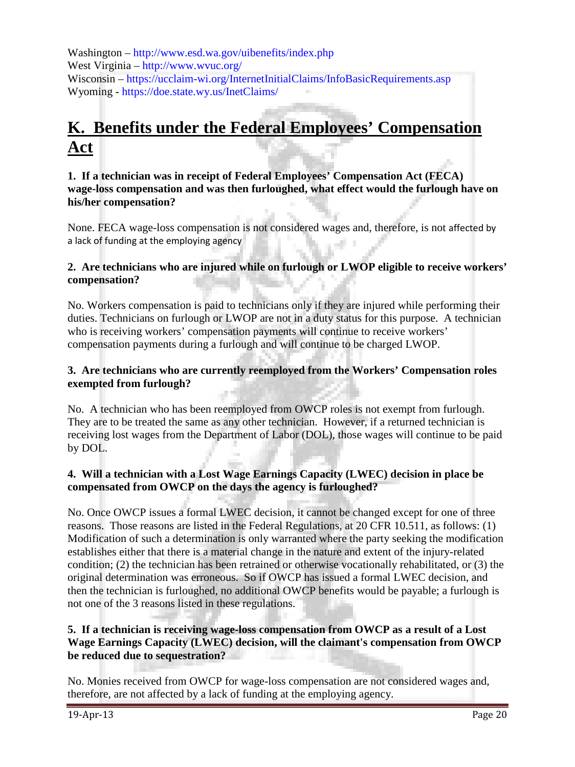Washington – http://www.esd.wa.gov/uibenefits/index.php
West Virginia – http://www.wvuc.org/
Wisconsin – https://ucclaim-wi.org/InternetInitialClaims/InfoBasicRequirements.asp
Wyoming - https://doe.state.wy.us/InetClaims/

## K. Benefits under the Federal Employees' Compensation Act

**1. If a technician was in receipt of Federal Employees' Compensation Act (FECA) wage-loss compensation and was then furloughed, what effect would the furlough have on his/her compensation?**

None. FECA wage-loss compensation is not considered wages and, therefore, is not affected by a lack of funding at the employing agency

**2. Are technicians who are injured while on furlough or LWOP eligible to receive workers' compensation?**

No. Workers compensation is paid to technicians only if they are injured while performing their duties. Technicians on furlough or LWOP are not in a duty status for this purpose. A technician who is receiving workers' compensation payments will continue to receive workers' compensation payments during a furlough and will continue to be charged LWOP.

**3. Are technicians who are currently reemployed from the Workers' Compensation roles exempted from furlough?**

No. A technician who has been reemployed from OWCP roles is not exempt from furlough. They are to be treated the same as any other technician. However, if a returned technician is receiving lost wages from the Department of Labor (DOL), those wages will continue to be paid by DOL.

**4. Will a technician with a Lost Wage Earnings Capacity (LWEC) decision in place be compensated from OWCP on the days the agency is furloughed?**

No. Once OWCP issues a formal LWEC decision, it cannot be changed except for one of three reasons. Those reasons are listed in the Federal Regulations, at 20 CFR 10.511, as follows: (1) Modification of such a determination is only warranted where the party seeking the modification establishes either that there is a material change in the nature and extent of the injury-related condition; (2) the technician has been retrained or otherwise vocationally rehabilitated, or (3) the original determination was erroneous. So if OWCP has issued a formal LWEC decision, and then the technician is furloughed, no additional OWCP benefits would be payable; a furlough is not one of the 3 reasons listed in these regulations.

**5. If a technician is receiving wage-loss compensation from OWCP as a result of a Lost Wage Earnings Capacity (LWEC) decision, will the claimant's compensation from OWCP be reduced due to sequestration?**

No. Monies received from OWCP for wage-loss compensation are not considered wages and, therefore, are not affected by a lack of funding at the employing agency.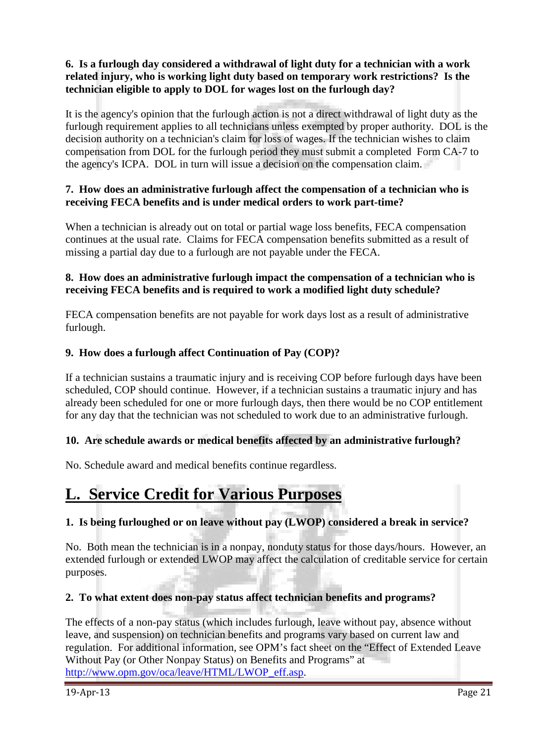**6. Is a furlough day considered a withdrawal of light duty for a technician with a work related injury, who is working light duty based on temporary work restrictions? Is the technician eligible to apply to DOL for wages lost on the furlough day?**

It is the agency's opinion that the furlough action is not a direct withdrawal of light duty as the furlough requirement applies to all technicians unless exempted by proper authority. DOL is the decision authority on a technician's claim for loss of wages. If the technician wishes to claim compensation from DOL for the furlough period they must submit a completed Form CA-7 to the agency's ICPA. DOL in turn will issue a decision on the compensation claim.

**7. How does an administrative furlough affect the compensation of a technician who is receiving FECA benefits and is under medical orders to work part-time?**

When a technician is already out on total or partial wage loss benefits, FECA compensation continues at the usual rate. Claims for FECA compensation benefits submitted as a result of missing a partial day due to a furlough are not payable under the FECA.

**8. How does an administrative furlough impact the compensation of a technician who is receiving FECA benefits and is required to work a modified light duty schedule?**

FECA compensation benefits are not payable for work days lost as a result of administrative furlough.

**9. How does a furlough affect Continuation of Pay (COP)?**

If a technician sustains a traumatic injury and is receiving COP before furlough days have been scheduled, COP should continue. However, if a technician sustains a traumatic injury and has already been scheduled for one or more furlough days, then there would be no COP entitlement for any day that the technician was not scheduled to work due to an administrative furlough.

**10. Are schedule awards or medical benefits affected by an administrative furlough?**

No. Schedule award and medical benefits continue regardless.

## L. Service Credit for Various Purposes

**1. Is being furloughed or on leave without pay (LWOP) considered a break in service?**

No. Both mean the technician is in a nonpay, nonduty status for those days/hours. However, an extended furlough or extended LWOP may affect the calculation of creditable service for certain purposes.

**2. To what extent does non-pay status affect technician benefits and programs?**

The effects of a non-pay status (which includes furlough, leave without pay, absence without leave, and suspension) on technician benefits and programs vary based on current law and regulation. For additional information, see OPM's fact sheet on the "Effect of Extended Leave Without Pay (or Other Nonpay Status) on Benefits and Programs" at http://www.opm.gov/oca/leave/HTML/LWOP_eff.asp.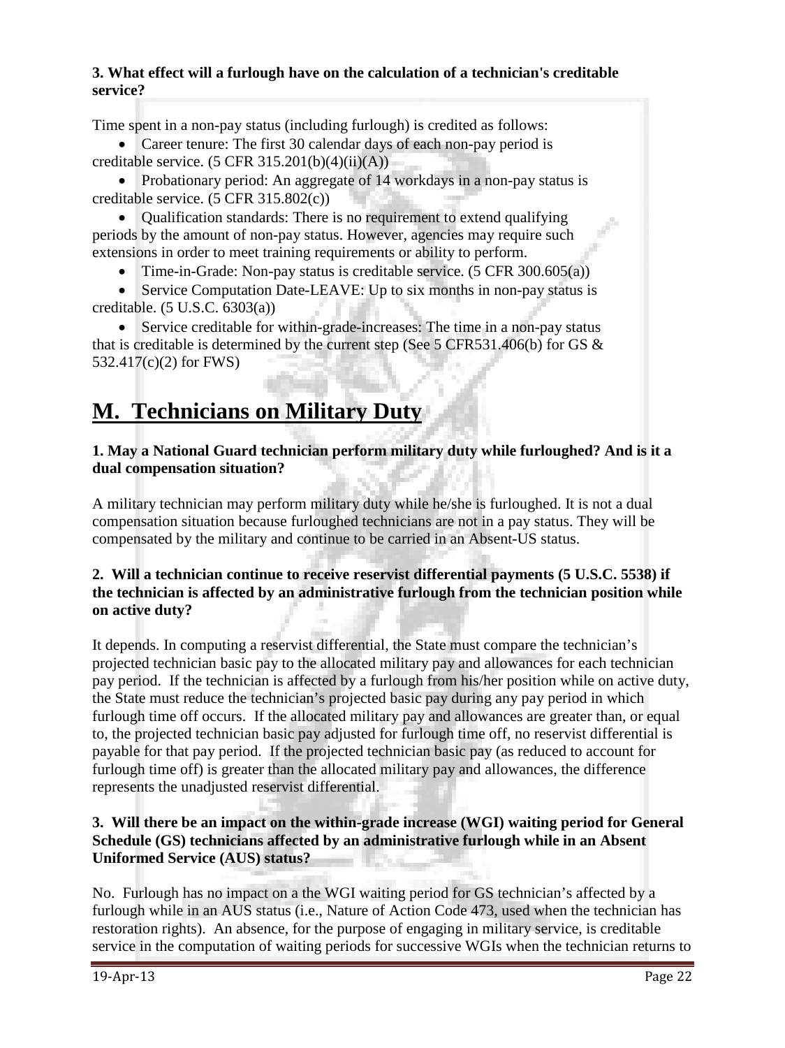**3. What effect will a furlough have on the calculation of a technician's creditable service?**

Time spent in a non-pay status (including furlough) is credited as follows:

- Career tenure: The first 30 calendar days of each non-pay period is creditable service. (5 CFR 315.201(b)(4)(ii)(A))
- Probationary period: An aggregate of 14 workdays in a non-pay status is creditable service. (5 CFR 315.802(c))
- Qualification standards: There is no requirement to extend qualifying periods by the amount of non-pay status. However, agencies may require such extensions in order to meet training requirements or ability to perform.
- Time-in-Grade: Non-pay status is creditable service. (5 CFR 300.605(a))
- Service Computation Date-LEAVE: Up to six months in non-pay status is creditable. (5 U.S.C. 6303(a))
- Service creditable for within-grade-increases: The time in a non-pay status that is creditable is determined by the current step (See 5 CFR531.406(b) for GS & 532.417(c)(2) for FWS)

# M. Technicians on Military Duty

**1. May a National Guard technician perform military duty while furloughed? And is it a dual compensation situation?**

A military technician may perform military duty while he/she is furloughed. It is not a dual compensation situation because furloughed technicians are not in a pay status. They will be compensated by the military and continue to be carried in an Absent-US status.

**2. Will a technician continue to receive reservist differential payments (5 U.S.C. 5538) if the technician is affected by an administrative furlough from the technician position while on active duty?**

It depends. In computing a reservist differential, the State must compare the technician's projected technician basic pay to the allocated military pay and allowances for each technician pay period. If the technician is affected by a furlough from his/her position while on active duty, the State must reduce the technician's projected basic pay during any pay period in which furlough time off occurs. If the allocated military pay and allowances are greater than, or equal to, the projected technician basic pay adjusted for furlough time off, no reservist differential is payable for that pay period. If the projected technician basic pay (as reduced to account for furlough time off) is greater than the allocated military pay and allowances, the difference represents the unadjusted reservist differential.

**3. Will there be an impact on the within-grade increase (WGI) waiting period for General Schedule (GS) technicians affected by an administrative furlough while in an Absent Uniformed Service (AUS) status?**

No. Furlough has no impact on a the WGI waiting period for GS technician's affected by a furlough while in an AUS status (i.e., Nature of Action Code 473, used when the technician has restoration rights). An absence, for the purpose of engaging in military service, is creditable service in the computation of waiting periods for successive WGIs when the technician returns to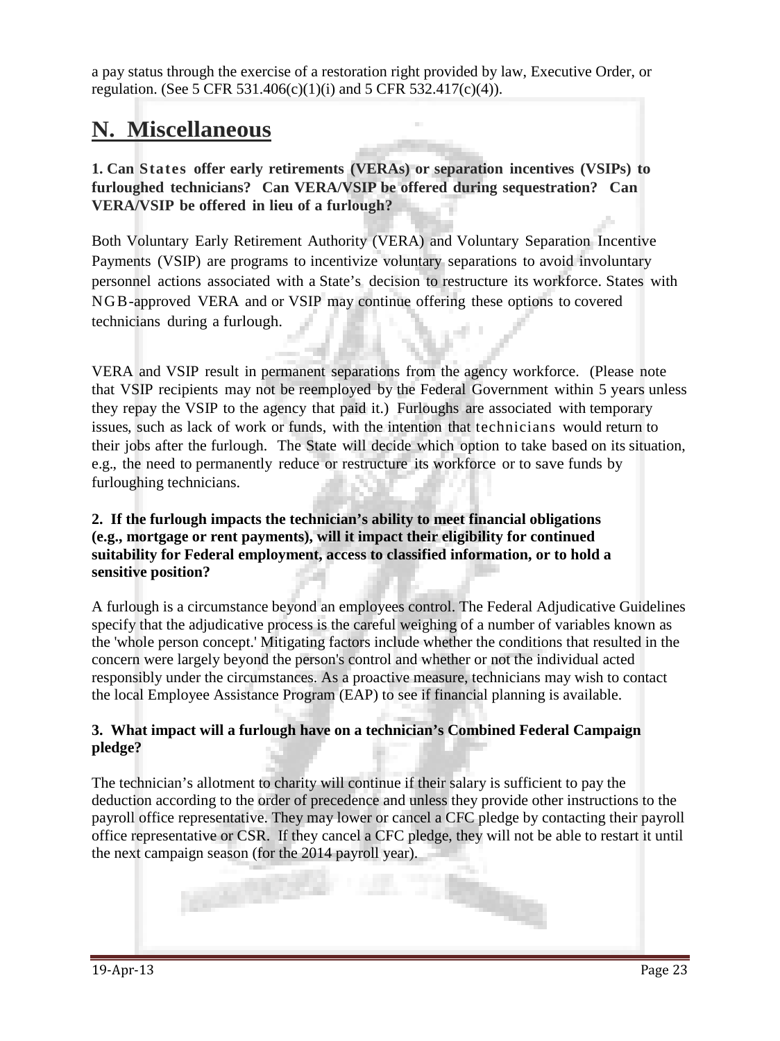a pay status through the exercise of a restoration right provided by law, Executive Order, or regulation. (See 5 CFR 531.406(c)(1)(i) and 5 CFR 532.417(c)(4)).

## N. Miscellaneous

**1. Can States offer early retirements (VERAs) or separation incentives (VSIPs) to furloughed technicians? Can VERA/VSIP be offered during sequestration? Can VERA/VSIP be offered in lieu of a furlough?**

Both Voluntary Early Retirement Authority (VERA) and Voluntary Separation Incentive Payments (VSIP) are programs to incentivize voluntary separations to avoid involuntary personnel actions associated with a State's decision to restructure its workforce. States with NGB-approved VERA and or VSIP may continue offering these options to covered technicians during a furlough.

VERA and VSIP result in permanent separations from the agency workforce. (Please note that VSIP recipients may not be reemployed by the Federal Government within 5 years unless they repay the VSIP to the agency that paid it.) Furloughs are associated with temporary issues, such as lack of work or funds, with the intention that technicians would return to their jobs after the furlough. The State will decide which option to take based on its situation, e.g., the need to permanently reduce or restructure its workforce or to save funds by furloughing technicians.

**2. If the furlough impacts the technician's ability to meet financial obligations (e.g., mortgage or rent payments), will it impact their eligibility for continued suitability for Federal employment, access to classified information, or to hold a sensitive position?**

A furlough is a circumstance beyond an employees control. The Federal Adjudicative Guidelines specify that the adjudicative process is the careful weighing of a number of variables known as the 'whole person concept.' Mitigating factors include whether the conditions that resulted in the concern were largely beyond the person's control and whether or not the individual acted responsibly under the circumstances. As a proactive measure, technicians may wish to contact the local Employee Assistance Program (EAP) to see if financial planning is available.

**3. What impact will a furlough have on a technician's Combined Federal Campaign pledge?**

The technician's allotment to charity will continue if their salary is sufficient to pay the deduction according to the order of precedence and unless they provide other instructions to the payroll office representative. They may lower or cancel a CFC pledge by contacting their payroll office representative or CSR. If they cancel a CFC pledge, they will not be able to restart it until the next campaign season (for the 2014 payroll year).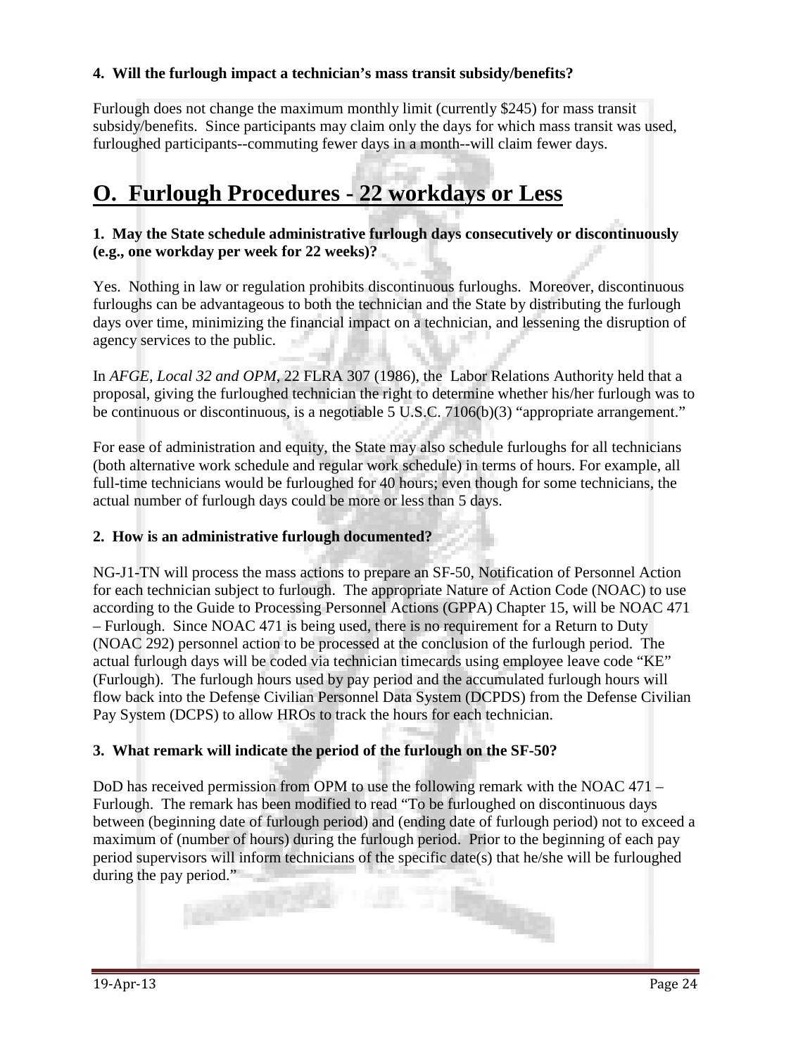**4. Will the furlough impact a technician's mass transit subsidy/benefits?**

Furlough does not change the maximum monthly limit (currently $245) for mass transit subsidy/benefits. Since participants may claim only the days for which mass transit was used, furloughed participants--commuting fewer days in a month--will claim fewer days.

## O. Furlough Procedures - 22 workdays or Less

**1. May the State schedule administrative furlough days consecutively or discontinuously (e.g., one workday per week for 22 weeks)?**

Yes. Nothing in law or regulation prohibits discontinuous furloughs. Moreover, discontinuous furloughs can be advantageous to both the technician and the State by distributing the furlough days over time, minimizing the financial impact on a technician, and lessening the disruption of agency services to the public.

In *AFGE, Local 32 and OPM*, 22 FLRA 307 (1986), the Labor Relations Authority held that a proposal, giving the furloughed technician the right to determine whether his/her furlough was to be continuous or discontinuous, is a negotiable 5 U.S.C. 7106(b)(3) "appropriate arrangement."

For ease of administration and equity, the State may also schedule furloughs for all technicians (both alternative work schedule and regular work schedule) in terms of hours. For example, all full-time technicians would be furloughed for 40 hours; even though for some technicians, the actual number of furlough days could be more or less than 5 days.

**2. How is an administrative furlough documented?**

NG-J1-TN will process the mass actions to prepare an SF-50, Notification of Personnel Action for each technician subject to furlough. The appropriate Nature of Action Code (NOAC) to use according to the Guide to Processing Personnel Actions (GPPA) Chapter 15, will be NOAC 471 – Furlough. Since NOAC 471 is being used, there is no requirement for a Return to Duty (NOAC 292) personnel action to be processed at the conclusion of the furlough period. The actual furlough days will be coded via technician timecards using employee leave code "KE" (Furlough). The furlough hours used by pay period and the accumulated furlough hours will flow back into the Defense Civilian Personnel Data System (DCPDS) from the Defense Civilian Pay System (DCPS) to allow HROs to track the hours for each technician.

**3. What remark will indicate the period of the furlough on the SF-50?**

DoD has received permission from OPM to use the following remark with the NOAC 471 – Furlough. The remark has been modified to read "To be furloughed on discontinuous days between (beginning date of furlough period) and (ending date of furlough period) not to exceed a maximum of (number of hours) during the furlough period. Prior to the beginning of each pay period supervisors will inform technicians of the specific date(s) that he/she will be furloughed during the pay period."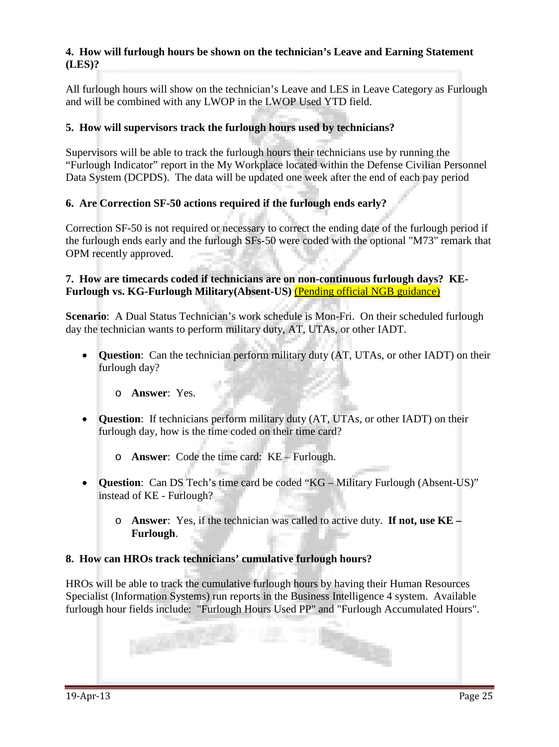**4. How will furlough hours be shown on the technician's Leave and Earning Statement (LES)?**

All furlough hours will show on the technician's Leave and LES in Leave Category as Furlough and will be combined with any LWOP in the LWOP Used YTD field.

**5. How will supervisors track the furlough hours used by technicians?**

Supervisors will be able to track the furlough hours their technicians use by running the "Furlough Indicator" report in the My Workplace located within the Defense Civilian Personnel Data System (DCPDS). The data will be updated one week after the end of each pay period

**6. Are Correction SF-50 actions required if the furlough ends early?**

Correction SF-50 is not required or necessary to correct the ending date of the furlough period if the furlough ends early and the furlough SFs-50 were coded with the optional "M73" remark that OPM recently approved.

**7. How are timecards coded if technicians are on non-continuous furlough days? KE-Furlough vs. KG-Furlough Military(Absent-US)** (Pending official NGB guidance)

**Scenario**: A Dual Status Technician's work schedule is Mon-Fri. On their scheduled furlough day the technician wants to perform military duty, AT, UTAs, or other IADT.

- **Question**: Can the technician perform military duty (AT, UTAs, or other IADT) on their furlough day?
  - **Answer**: Yes.
- **Question**: If technicians perform military duty (AT, UTAs, or other IADT) on their furlough day, how is the time coded on their time card?
  - **Answer**: Code the time card: KE – Furlough.
- **Question**: Can DS Tech's time card be coded "KG – Military Furlough (Absent-US)" instead of KE - Furlough?
  - **Answer**: Yes, if the technician was called to active duty. **If not, use KE – Furlough**.

**8. How can HROs track technicians' cumulative furlough hours?**

HROs will be able to track the cumulative furlough hours by having their Human Resources Specialist (Information Systems) run reports in the Business Intelligence 4 system. Available furlough hour fields include: "Furlough Hours Used PP" and "Furlough Accumulated Hours".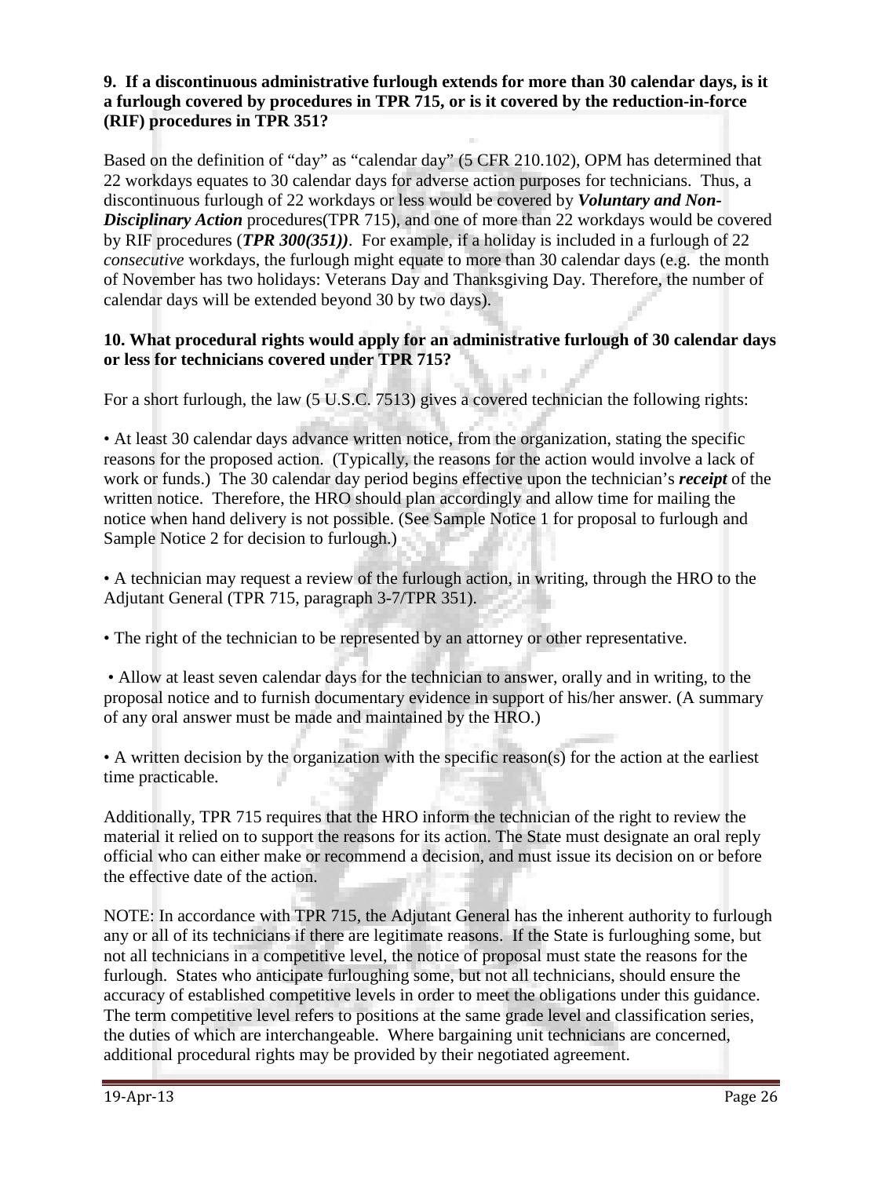**9. If a discontinuous administrative furlough extends for more than 30 calendar days, is it a furlough covered by procedures in TPR 715, or is it covered by the reduction-in-force (RIF) procedures in TPR 351?**

Based on the definition of "day" as "calendar day" (5 CFR 210.102), OPM has determined that 22 workdays equates to 30 calendar days for adverse action purposes for technicians. Thus, a discontinuous furlough of 22 workdays or less would be covered by ***Voluntary and Non-Disciplinary Action*** procedures(TPR 715), and one of more than 22 workdays would be covered by RIF procedures (***TPR 300(351))***. For example, if a holiday is included in a furlough of 22 *consecutive* workdays, the furlough might equate to more than 30 calendar days (e.g. the month of November has two holidays: Veterans Day and Thanksgiving Day. Therefore, the number of calendar days will be extended beyond 30 by two days).

**10. What procedural rights would apply for an administrative furlough of 30 calendar days or less for technicians covered under TPR 715?**

For a short furlough, the law (5 U.S.C. 7513) gives a covered technician the following rights:

• At least 30 calendar days advance written notice, from the organization, stating the specific reasons for the proposed action. (Typically, the reasons for the action would involve a lack of work or funds.) The 30 calendar day period begins effective upon the technician's ***receipt*** of the written notice. Therefore, the HRO should plan accordingly and allow time for mailing the notice when hand delivery is not possible. (See Sample Notice 1 for proposal to furlough and Sample Notice 2 for decision to furlough.)

• A technician may request a review of the furlough action, in writing, through the HRO to the Adjutant General (TPR 715, paragraph 3-7/TPR 351).

• The right of the technician to be represented by an attorney or other representative.

• Allow at least seven calendar days for the technician to answer, orally and in writing, to the proposal notice and to furnish documentary evidence in support of his/her answer. (A summary of any oral answer must be made and maintained by the HRO.)

• A written decision by the organization with the specific reason(s) for the action at the earliest time practicable.

Additionally, TPR 715 requires that the HRO inform the technician of the right to review the material it relied on to support the reasons for its action. The State must designate an oral reply official who can either make or recommend a decision, and must issue its decision on or before the effective date of the action.

NOTE: In accordance with TPR 715, the Adjutant General has the inherent authority to furlough any or all of its technicians if there are legitimate reasons. If the State is furloughing some, but not all technicians in a competitive level, the notice of proposal must state the reasons for the furlough. States who anticipate furloughing some, but not all technicians, should ensure the accuracy of established competitive levels in order to meet the obligations under this guidance. The term competitive level refers to positions at the same grade level and classification series, the duties of which are interchangeable. Where bargaining unit technicians are concerned, additional procedural rights may be provided by their negotiated agreement.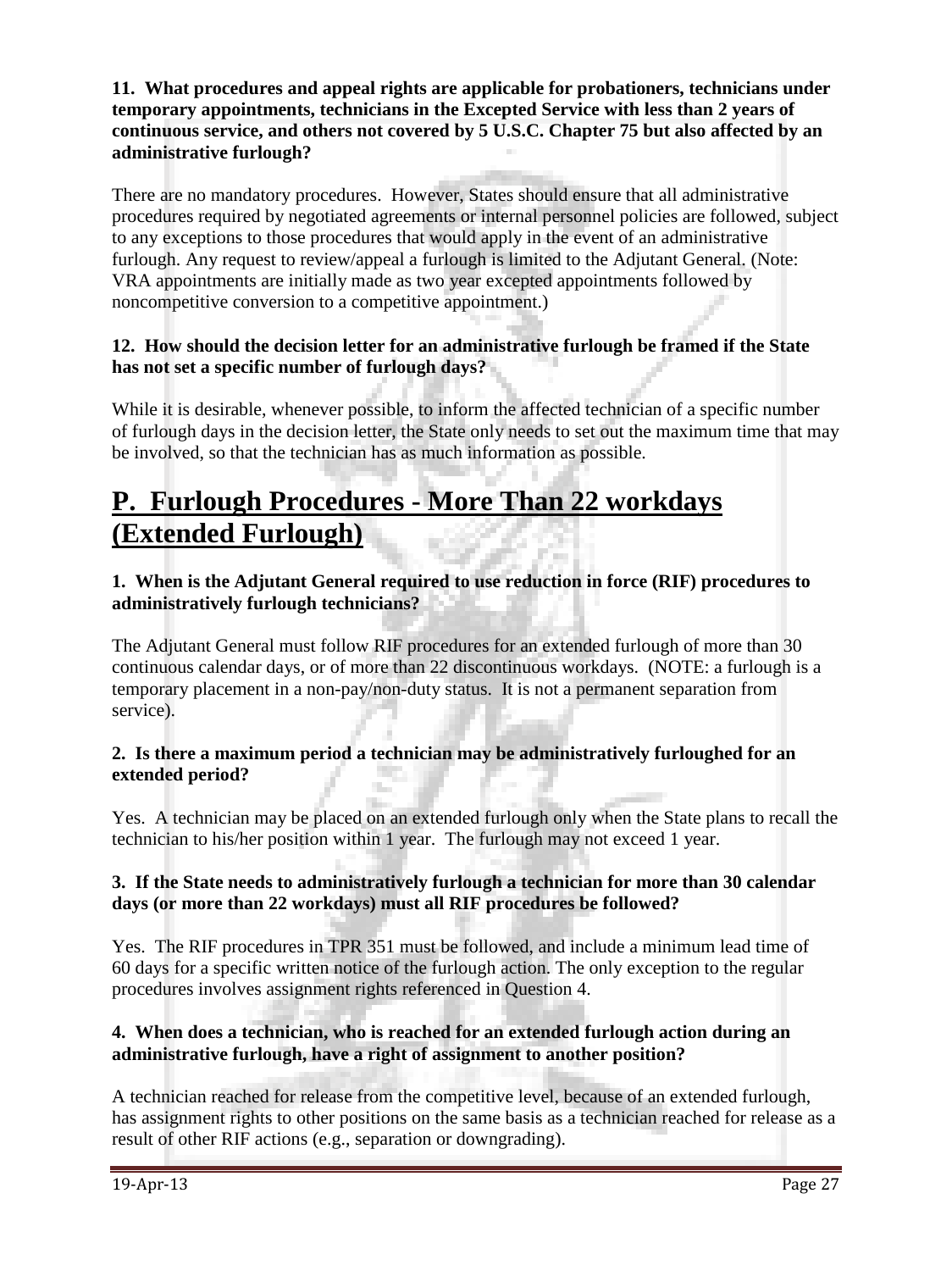**11. What procedures and appeal rights are applicable for probationers, technicians under temporary appointments, technicians in the Excepted Service with less than 2 years of continuous service, and others not covered by 5 U.S.C. Chapter 75 but also affected by an administrative furlough?**

There are no mandatory procedures. However, States should ensure that all administrative procedures required by negotiated agreements or internal personnel policies are followed, subject to any exceptions to those procedures that would apply in the event of an administrative furlough. Any request to review/appeal a furlough is limited to the Adjutant General. (Note: VRA appointments are initially made as two year excepted appointments followed by noncompetitive conversion to a competitive appointment.)

**12. How should the decision letter for an administrative furlough be framed if the State has not set a specific number of furlough days?**

While it is desirable, whenever possible, to inform the affected technician of a specific number of furlough days in the decision letter, the State only needs to set out the maximum time that may be involved, so that the technician has as much information as possible.

# P. Furlough Procedures - More Than 22 workdays (Extended Furlough)

**1. When is the Adjutant General required to use reduction in force (RIF) procedures to administratively furlough technicians?**

The Adjutant General must follow RIF procedures for an extended furlough of more than 30 continuous calendar days, or of more than 22 discontinuous workdays. (NOTE: a furlough is a temporary placement in a non-pay/non-duty status. It is not a permanent separation from service).

**2. Is there a maximum period a technician may be administratively furloughed for an extended period?**

Yes. A technician may be placed on an extended furlough only when the State plans to recall the technician to his/her position within 1 year. The furlough may not exceed 1 year.

**3. If the State needs to administratively furlough a technician for more than 30 calendar days (or more than 22 workdays) must all RIF procedures be followed?**

Yes. The RIF procedures in TPR 351 must be followed, and include a minimum lead time of 60 days for a specific written notice of the furlough action. The only exception to the regular procedures involves assignment rights referenced in Question 4.

**4. When does a technician, who is reached for an extended furlough action during an administrative furlough, have a right of assignment to another position?**

A technician reached for release from the competitive level, because of an extended furlough, has assignment rights to other positions on the same basis as a technician reached for release as a result of other RIF actions (e.g., separation or downgrading).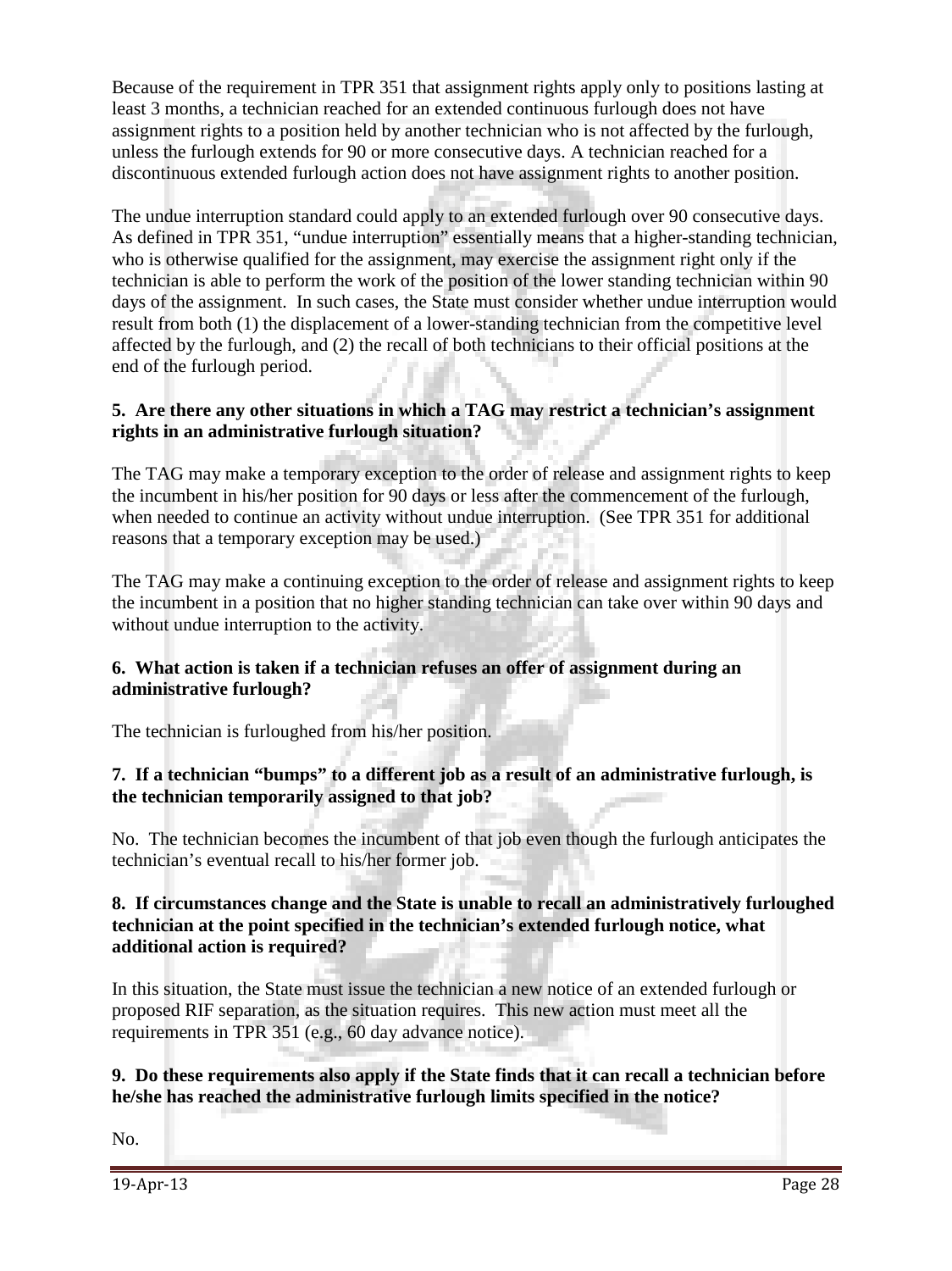Because of the requirement in TPR 351 that assignment rights apply only to positions lasting at least 3 months, a technician reached for an extended continuous furlough does not have assignment rights to a position held by another technician who is not affected by the furlough, unless the furlough extends for 90 or more consecutive days. A technician reached for a discontinuous extended furlough action does not have assignment rights to another position.

The undue interruption standard could apply to an extended furlough over 90 consecutive days. As defined in TPR 351, "undue interruption" essentially means that a higher-standing technician, who is otherwise qualified for the assignment, may exercise the assignment right only if the technician is able to perform the work of the position of the lower standing technician within 90 days of the assignment. In such cases, the State must consider whether undue interruption would result from both (1) the displacement of a lower-standing technician from the competitive level affected by the furlough, and (2) the recall of both technicians to their official positions at the end of the furlough period.

**5. Are there any other situations in which a TAG may restrict a technician's assignment rights in an administrative furlough situation?**

The TAG may make a temporary exception to the order of release and assignment rights to keep the incumbent in his/her position for 90 days or less after the commencement of the furlough, when needed to continue an activity without undue interruption. (See TPR 351 for additional reasons that a temporary exception may be used.)

The TAG may make a continuing exception to the order of release and assignment rights to keep the incumbent in a position that no higher standing technician can take over within 90 days and without undue interruption to the activity.

**6. What action is taken if a technician refuses an offer of assignment during an administrative furlough?**

The technician is furloughed from his/her position.

**7. If a technician "bumps" to a different job as a result of an administrative furlough, is the technician temporarily assigned to that job?**

No. The technician becomes the incumbent of that job even though the furlough anticipates the technician's eventual recall to his/her former job.

**8. If circumstances change and the State is unable to recall an administratively furloughed technician at the point specified in the technician's extended furlough notice, what additional action is required?**

In this situation, the State must issue the technician a new notice of an extended furlough or proposed RIF separation, as the situation requires. This new action must meet all the requirements in TPR 351 (e.g., 60 day advance notice).

**9. Do these requirements also apply if the State finds that it can recall a technician before he/she has reached the administrative furlough limits specified in the notice?**

No.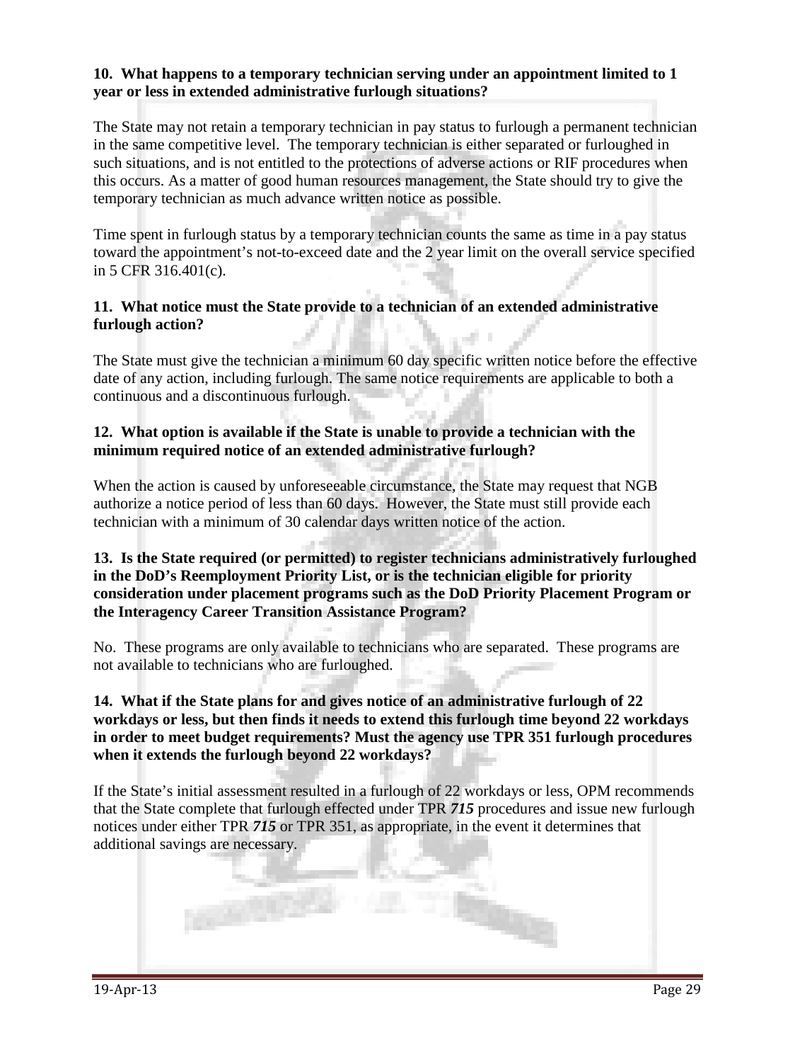**10. What happens to a temporary technician serving under an appointment limited to 1 year or less in extended administrative furlough situations?**

The State may not retain a temporary technician in pay status to furlough a permanent technician in the same competitive level. The temporary technician is either separated or furloughed in such situations, and is not entitled to the protections of adverse actions or RIF procedures when this occurs. As a matter of good human resources management, the State should try to give the temporary technician as much advance written notice as possible.

Time spent in furlough status by a temporary technician counts the same as time in a pay status toward the appointment's not-to-exceed date and the 2 year limit on the overall service specified in 5 CFR 316.401(c).

**11. What notice must the State provide to a technician of an extended administrative furlough action?**

The State must give the technician a minimum 60 day specific written notice before the effective date of any action, including furlough. The same notice requirements are applicable to both a continuous and a discontinuous furlough.

**12. What option is available if the State is unable to provide a technician with the minimum required notice of an extended administrative furlough?**

When the action is caused by unforeseeable circumstance, the State may request that NGB authorize a notice period of less than 60 days. However, the State must still provide each technician with a minimum of 30 calendar days written notice of the action.

**13. Is the State required (or permitted) to register technicians administratively furloughed in the DoD's Reemployment Priority List, or is the technician eligible for priority consideration under placement programs such as the DoD Priority Placement Program or the Interagency Career Transition Assistance Program?**

No. These programs are only available to technicians who are separated. These programs are not available to technicians who are furloughed.

**14. What if the State plans for and gives notice of an administrative furlough of 22 workdays or less, but then finds it needs to extend this furlough time beyond 22 workdays in order to meet budget requirements? Must the agency use TPR 351 furlough procedures when it extends the furlough beyond 22 workdays?**

If the State's initial assessment resulted in a furlough of 22 workdays or less, OPM recommends that the State complete that furlough effected under TPR ***715*** procedures and issue new furlough notices under either TPR ***715*** or TPR 351, as appropriate, in the event it determines that additional savings are necessary.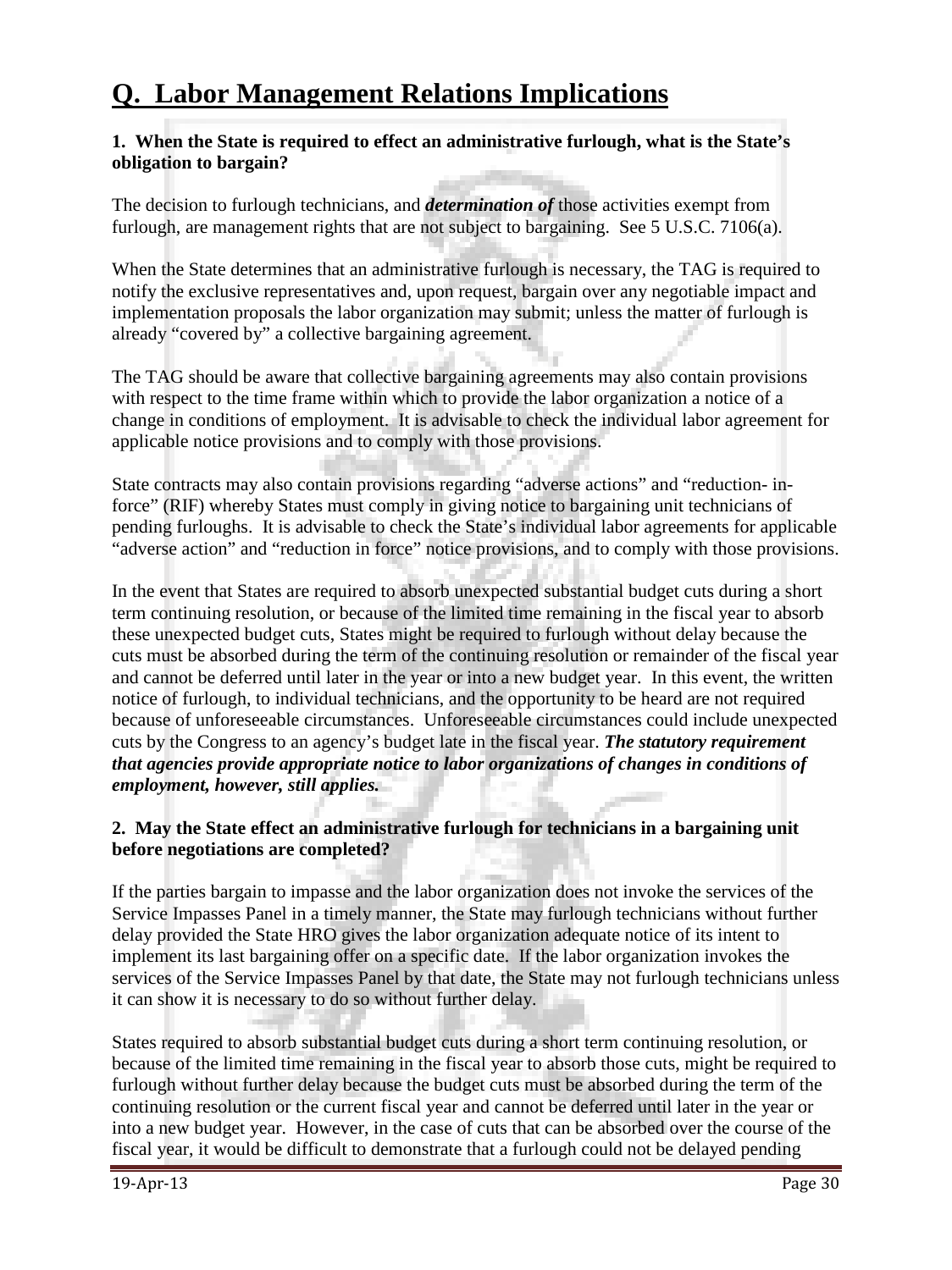# Q. Labor Management Relations Implications

**1. When the State is required to effect an administrative furlough, what is the State's obligation to bargain?**

The decision to furlough technicians, and ***determination of*** those activities exempt from furlough, are management rights that are not subject to bargaining. See 5 U.S.C. 7106(a).

When the State determines that an administrative furlough is necessary, the TAG is required to notify the exclusive representatives and, upon request, bargain over any negotiable impact and implementation proposals the labor organization may submit; unless the matter of furlough is already "covered by" a collective bargaining agreement.

The TAG should be aware that collective bargaining agreements may also contain provisions with respect to the time frame within which to provide the labor organization a notice of a change in conditions of employment. It is advisable to check the individual labor agreement for applicable notice provisions and to comply with those provisions.

State contracts may also contain provisions regarding "adverse actions" and "reduction- in-force" (RIF) whereby States must comply in giving notice to bargaining unit technicians of pending furloughs. It is advisable to check the State's individual labor agreements for applicable "adverse action" and "reduction in force" notice provisions, and to comply with those provisions.

In the event that States are required to absorb unexpected substantial budget cuts during a short term continuing resolution, or because of the limited time remaining in the fiscal year to absorb these unexpected budget cuts, States might be required to furlough without delay because the cuts must be absorbed during the term of the continuing resolution or remainder of the fiscal year and cannot be deferred until later in the year or into a new budget year. In this event, the written notice of furlough, to individual technicians, and the opportunity to be heard are not required because of unforeseeable circumstances. Unforeseeable circumstances could include unexpected cuts by the Congress to an agency's budget late in the fiscal year. ***The statutory requirement that agencies provide appropriate notice to labor organizations of changes in conditions of employment, however, still applies.***

**2. May the State effect an administrative furlough for technicians in a bargaining unit before negotiations are completed?**

If the parties bargain to impasse and the labor organization does not invoke the services of the Service Impasses Panel in a timely manner, the State may furlough technicians without further delay provided the State HRO gives the labor organization adequate notice of its intent to implement its last bargaining offer on a specific date. If the labor organization invokes the services of the Service Impasses Panel by that date, the State may not furlough technicians unless it can show it is necessary to do so without further delay.

States required to absorb substantial budget cuts during a short term continuing resolution, or because of the limited time remaining in the fiscal year to absorb those cuts, might be required to furlough without further delay because the budget cuts must be absorbed during the term of the continuing resolution or the current fiscal year and cannot be deferred until later in the year or into a new budget year. However, in the case of cuts that can be absorbed over the course of the fiscal year, it would be difficult to demonstrate that a furlough could not be delayed pending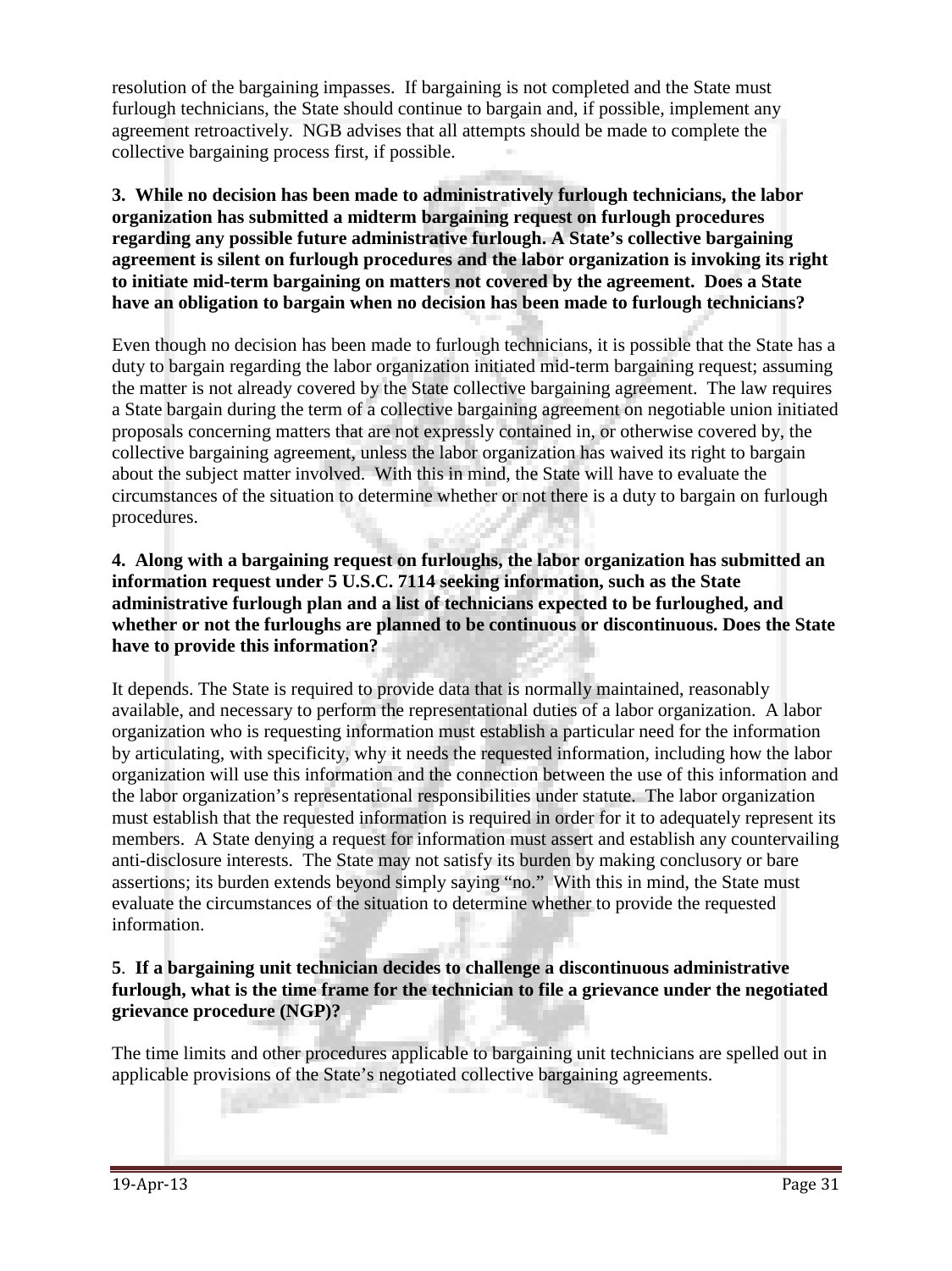resolution of the bargaining impasses. If bargaining is not completed and the State must furlough technicians, the State should continue to bargain and, if possible, implement any agreement retroactively. NGB advises that all attempts should be made to complete the collective bargaining process first, if possible.

**3. While no decision has been made to administratively furlough technicians, the labor organization has submitted a midterm bargaining request on furlough procedures regarding any possible future administrative furlough. A State's collective bargaining agreement is silent on furlough procedures and the labor organization is invoking its right to initiate mid-term bargaining on matters not covered by the agreement. Does a State have an obligation to bargain when no decision has been made to furlough technicians?**

Even though no decision has been made to furlough technicians, it is possible that the State has a duty to bargain regarding the labor organization initiated mid-term bargaining request; assuming the matter is not already covered by the State collective bargaining agreement. The law requires a State bargain during the term of a collective bargaining agreement on negotiable union initiated proposals concerning matters that are not expressly contained in, or otherwise covered by, the collective bargaining agreement, unless the labor organization has waived its right to bargain about the subject matter involved. With this in mind, the State will have to evaluate the circumstances of the situation to determine whether or not there is a duty to bargain on furlough procedures.

**4. Along with a bargaining request on furloughs, the labor organization has submitted an information request under 5 U.S.C. 7114 seeking information, such as the State administrative furlough plan and a list of technicians expected to be furloughed, and whether or not the furloughs are planned to be continuous or discontinuous. Does the State have to provide this information?**

It depends. The State is required to provide data that is normally maintained, reasonably available, and necessary to perform the representational duties of a labor organization. A labor organization who is requesting information must establish a particular need for the information by articulating, with specificity, why it needs the requested information, including how the labor organization will use this information and the connection between the use of this information and the labor organization's representational responsibilities under statute. The labor organization must establish that the requested information is required in order for it to adequately represent its members. A State denying a request for information must assert and establish any countervailing anti-disclosure interests. The State may not satisfy its burden by making conclusory or bare assertions; its burden extends beyond simply saying "no." With this in mind, the State must evaluate the circumstances of the situation to determine whether to provide the requested information.

**5. If a bargaining unit technician decides to challenge a discontinuous administrative furlough, what is the time frame for the technician to file a grievance under the negotiated grievance procedure (NGP)?**

The time limits and other procedures applicable to bargaining unit technicians are spelled out in applicable provisions of the State's negotiated collective bargaining agreements.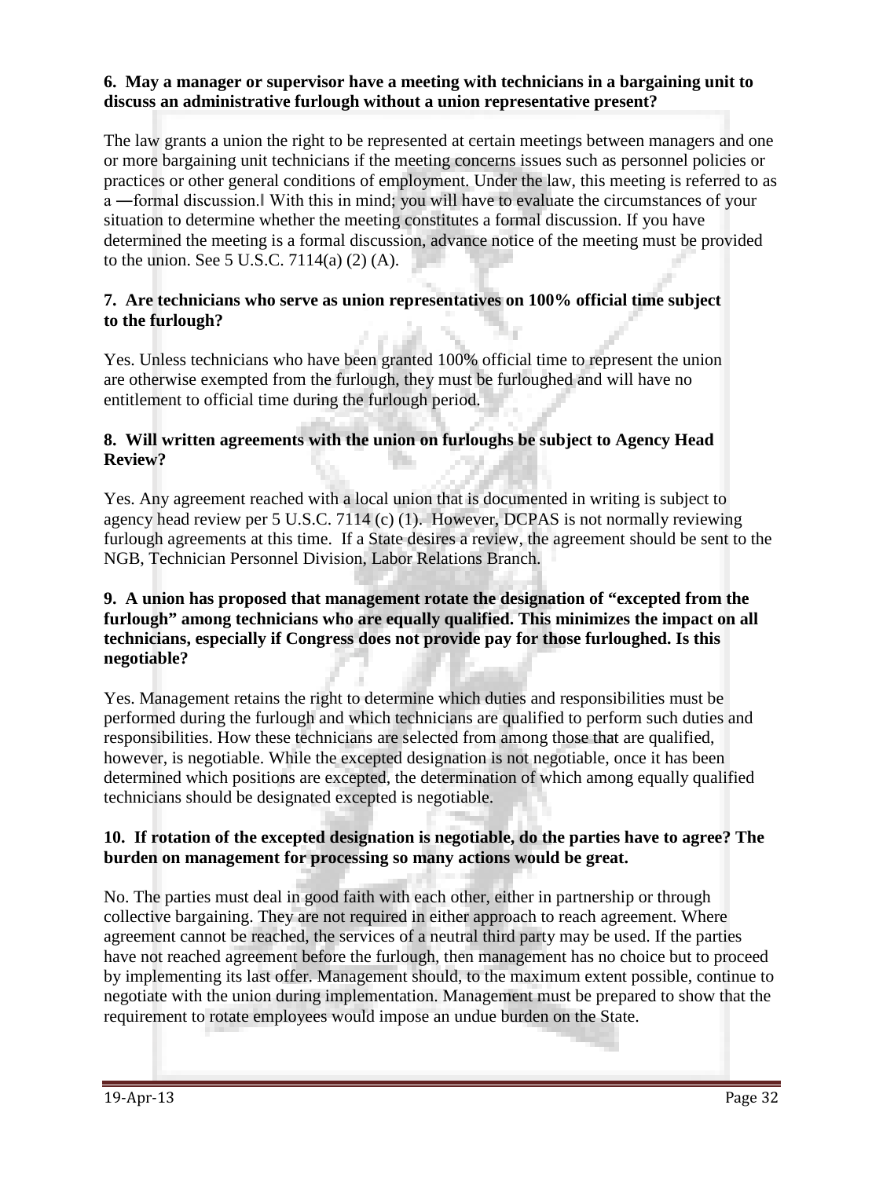**6. May a manager or supervisor have a meeting with technicians in a bargaining unit to discuss an administrative furlough without a union representative present?**

The law grants a union the right to be represented at certain meetings between managers and one or more bargaining unit technicians if the meeting concerns issues such as personnel policies or practices or other general conditions of employment. Under the law, this meeting is referred to as a ―formal discussion.‖ With this in mind; you will have to evaluate the circumstances of your situation to determine whether the meeting constitutes a formal discussion. If you have determined the meeting is a formal discussion, advance notice of the meeting must be provided to the union. See 5 U.S.C. 7114(a) (2) (A).

**7. Are technicians who serve as union representatives on 100% official time subject to the furlough?**

Yes. Unless technicians who have been granted 100% official time to represent the union are otherwise exempted from the furlough, they must be furloughed and will have no entitlement to official time during the furlough period.

**8. Will written agreements with the union on furloughs be subject to Agency Head Review?**

Yes. Any agreement reached with a local union that is documented in writing is subject to agency head review per 5 U.S.C. 7114 (c) (1). However, DCPAS is not normally reviewing furlough agreements at this time. If a State desires a review, the agreement should be sent to the NGB, Technician Personnel Division, Labor Relations Branch.

**9. A union has proposed that management rotate the designation of "excepted from the furlough" among technicians who are equally qualified. This minimizes the impact on all technicians, especially if Congress does not provide pay for those furloughed. Is this negotiable?**

Yes. Management retains the right to determine which duties and responsibilities must be performed during the furlough and which technicians are qualified to perform such duties and responsibilities. How these technicians are selected from among those that are qualified, however, is negotiable. While the excepted designation is not negotiable, once it has been determined which positions are excepted, the determination of which among equally qualified technicians should be designated excepted is negotiable.

**10. If rotation of the excepted designation is negotiable, do the parties have to agree? The burden on management for processing so many actions would be great.**

No. The parties must deal in good faith with each other, either in partnership or through collective bargaining. They are not required in either approach to reach agreement. Where agreement cannot be reached, the services of a neutral third party may be used. If the parties have not reached agreement before the furlough, then management has no choice but to proceed by implementing its last offer. Management should, to the maximum extent possible, continue to negotiate with the union during implementation. Management must be prepared to show that the requirement to rotate employees would impose an undue burden on the State.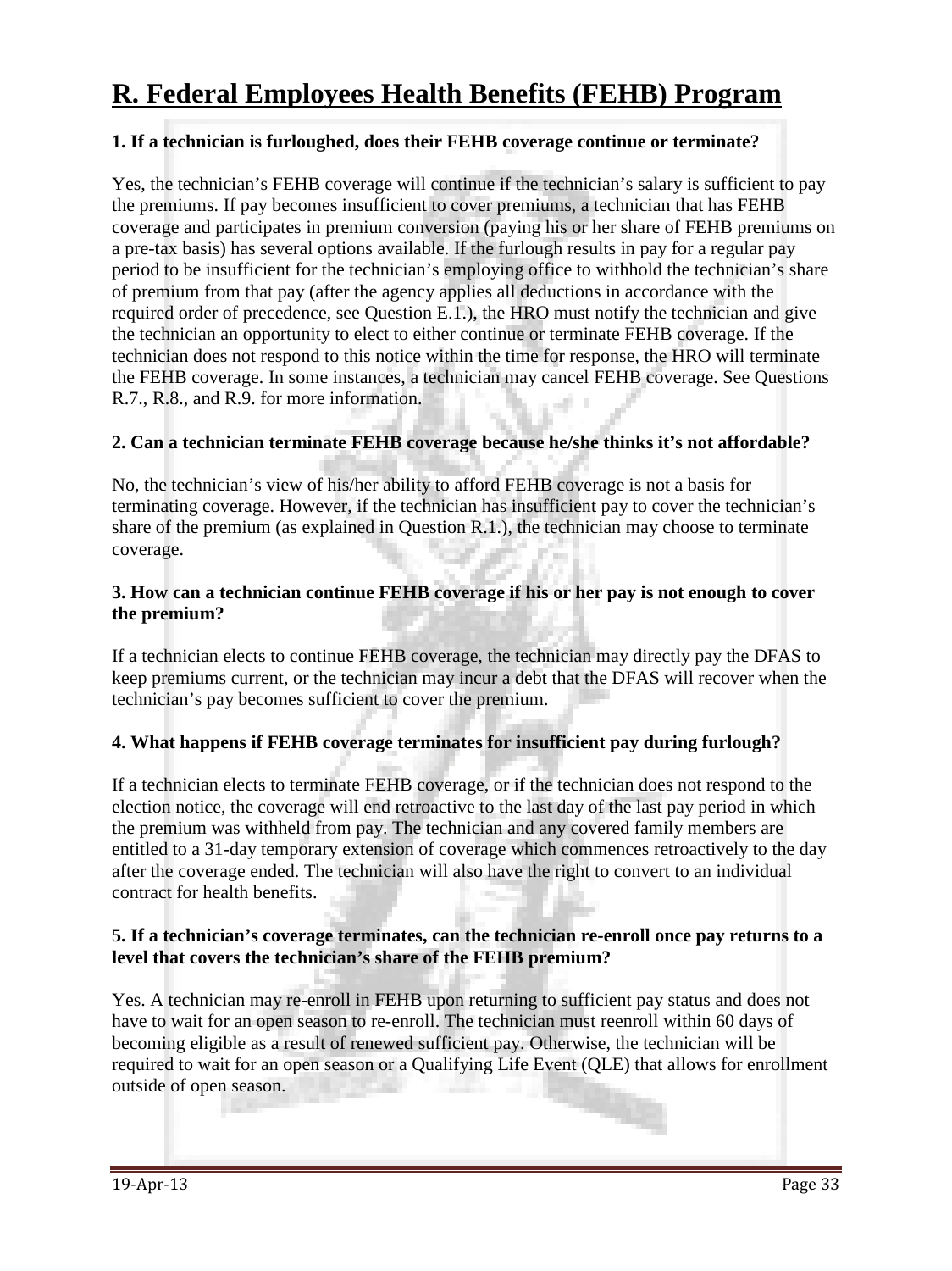# R. Federal Employees Health Benefits (FEHB) Program

**1. If a technician is furloughed, does their FEHB coverage continue or terminate?**

Yes, the technician's FEHB coverage will continue if the technician's salary is sufficient to pay the premiums. If pay becomes insufficient to cover premiums, a technician that has FEHB coverage and participates in premium conversion (paying his or her share of FEHB premiums on a pre-tax basis) has several options available. If the furlough results in pay for a regular pay period to be insufficient for the technician's employing office to withhold the technician's share of premium from that pay (after the agency applies all deductions in accordance with the required order of precedence, see Question E.1.), the HRO must notify the technician and give the technician an opportunity to elect to either continue or terminate FEHB coverage. If the technician does not respond to this notice within the time for response, the HRO will terminate the FEHB coverage. In some instances, a technician may cancel FEHB coverage. See Questions R.7., R.8., and R.9. for more information.

**2. Can a technician terminate FEHB coverage because he/she thinks it's not affordable?**

No, the technician's view of his/her ability to afford FEHB coverage is not a basis for terminating coverage. However, if the technician has insufficient pay to cover the technician's share of the premium (as explained in Question R.1.), the technician may choose to terminate coverage.

**3. How can a technician continue FEHB coverage if his or her pay is not enough to cover the premium?**

If a technician elects to continue FEHB coverage, the technician may directly pay the DFAS to keep premiums current, or the technician may incur a debt that the DFAS will recover when the technician's pay becomes sufficient to cover the premium.

**4. What happens if FEHB coverage terminates for insufficient pay during furlough?**

If a technician elects to terminate FEHB coverage, or if the technician does not respond to the election notice, the coverage will end retroactive to the last day of the last pay period in which the premium was withheld from pay. The technician and any covered family members are entitled to a 31-day temporary extension of coverage which commences retroactively to the day after the coverage ended. The technician will also have the right to convert to an individual contract for health benefits.

**5. If a technician's coverage terminates, can the technician re-enroll once pay returns to a level that covers the technician's share of the FEHB premium?**

Yes. A technician may re-enroll in FEHB upon returning to sufficient pay status and does not have to wait for an open season to re-enroll. The technician must reenroll within 60 days of becoming eligible as a result of renewed sufficient pay. Otherwise, the technician will be required to wait for an open season or a Qualifying Life Event (QLE) that allows for enrollment outside of open season.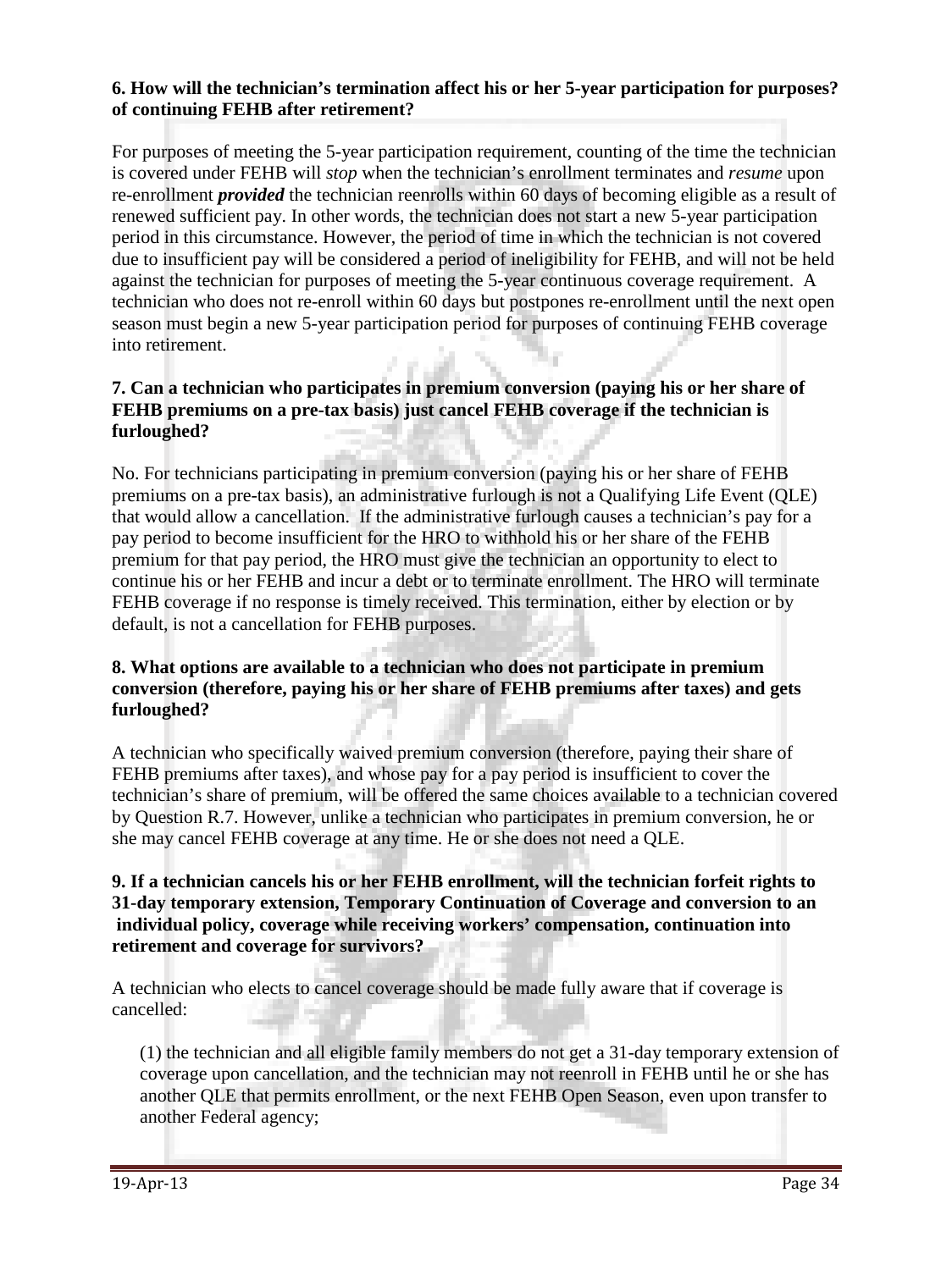**6. How will the technician's termination affect his or her 5-year participation for purposes? of continuing FEHB after retirement?**

For purposes of meeting the 5-year participation requirement, counting of the time the technician is covered under FEHB will *stop* when the technician's enrollment terminates and *resume* upon re-enrollment ***provided*** the technician reenrolls within 60 days of becoming eligible as a result of renewed sufficient pay. In other words, the technician does not start a new 5-year participation period in this circumstance. However, the period of time in which the technician is not covered due to insufficient pay will be considered a period of ineligibility for FEHB, and will not be held against the technician for purposes of meeting the 5-year continuous coverage requirement. A technician who does not re-enroll within 60 days but postpones re-enrollment until the next open season must begin a new 5-year participation period for purposes of continuing FEHB coverage into retirement.

**7. Can a technician who participates in premium conversion (paying his or her share of FEHB premiums on a pre-tax basis) just cancel FEHB coverage if the technician is furloughed?**

No. For technicians participating in premium conversion (paying his or her share of FEHB premiums on a pre-tax basis), an administrative furlough is not a Qualifying Life Event (QLE) that would allow a cancellation. If the administrative furlough causes a technician's pay for a pay period to become insufficient for the HRO to withhold his or her share of the FEHB premium for that pay period, the HRO must give the technician an opportunity to elect to continue his or her FEHB and incur a debt or to terminate enrollment. The HRO will terminate FEHB coverage if no response is timely received. This termination, either by election or by default, is not a cancellation for FEHB purposes.

**8. What options are available to a technician who does not participate in premium conversion (therefore, paying his or her share of FEHB premiums after taxes) and gets furloughed?**

A technician who specifically waived premium conversion (therefore, paying their share of FEHB premiums after taxes), and whose pay for a pay period is insufficient to cover the technician's share of premium, will be offered the same choices available to a technician covered by Question R.7. However, unlike a technician who participates in premium conversion, he or she may cancel FEHB coverage at any time. He or she does not need a QLE.

**9. If a technician cancels his or her FEHB enrollment, will the technician forfeit rights to 31-day temporary extension, Temporary Continuation of Coverage and conversion to an individual policy, coverage while receiving workers' compensation, continuation into retirement and coverage for survivors?**

A technician who elects to cancel coverage should be made fully aware that if coverage is cancelled:

(1) the technician and all eligible family members do not get a 31-day temporary extension of coverage upon cancellation, and the technician may not reenroll in FEHB until he or she has another QLE that permits enrollment, or the next FEHB Open Season, even upon transfer to another Federal agency;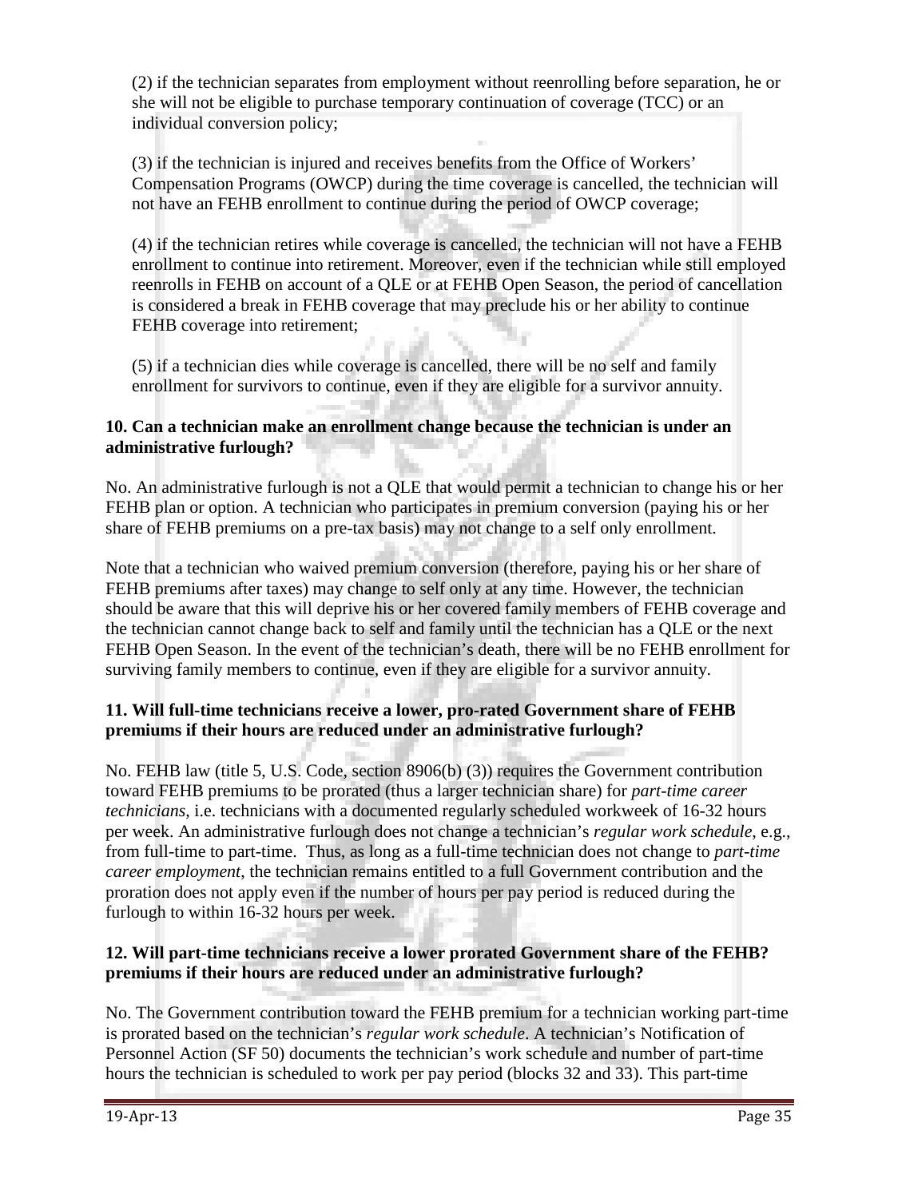(2) if the technician separates from employment without reenrolling before separation, he or she will not be eligible to purchase temporary continuation of coverage (TCC) or an individual conversion policy;

(3) if the technician is injured and receives benefits from the Office of Workers' Compensation Programs (OWCP) during the time coverage is cancelled, the technician will not have an FEHB enrollment to continue during the period of OWCP coverage;

(4) if the technician retires while coverage is cancelled, the technician will not have a FEHB enrollment to continue into retirement. Moreover, even if the technician while still employed reenrolls in FEHB on account of a QLE or at FEHB Open Season, the period of cancellation is considered a break in FEHB coverage that may preclude his or her ability to continue FEHB coverage into retirement;

(5) if a technician dies while coverage is cancelled, there will be no self and family enrollment for survivors to continue, even if they are eligible for a survivor annuity.

**10. Can a technician make an enrollment change because the technician is under an administrative furlough?**

No. An administrative furlough is not a QLE that would permit a technician to change his or her FEHB plan or option. A technician who participates in premium conversion (paying his or her share of FEHB premiums on a pre-tax basis) may not change to a self only enrollment.

Note that a technician who waived premium conversion (therefore, paying his or her share of FEHB premiums after taxes) may change to self only at any time. However, the technician should be aware that this will deprive his or her covered family members of FEHB coverage and the technician cannot change back to self and family until the technician has a QLE or the next FEHB Open Season. In the event of the technician's death, there will be no FEHB enrollment for surviving family members to continue, even if they are eligible for a survivor annuity.

**11. Will full-time technicians receive a lower, pro-rated Government share of FEHB premiums if their hours are reduced under an administrative furlough?**

No. FEHB law (title 5, U.S. Code, section 8906(b) (3)) requires the Government contribution toward FEHB premiums to be prorated (thus a larger technician share) for *part-time career technicians*, i.e. technicians with a documented regularly scheduled workweek of 16-32 hours per week. An administrative furlough does not change a technician's *regular work schedule*, e.g., from full-time to part-time. Thus, as long as a full-time technician does not change to *part-time career employment*, the technician remains entitled to a full Government contribution and the proration does not apply even if the number of hours per pay period is reduced during the furlough to within 16-32 hours per week.

**12. Will part-time technicians receive a lower prorated Government share of the FEHB? premiums if their hours are reduced under an administrative furlough?**

No. The Government contribution toward the FEHB premium for a technician working part-time is prorated based on the technician's *regular work schedule*. A technician's Notification of Personnel Action (SF 50) documents the technician's work schedule and number of part-time hours the technician is scheduled to work per pay period (blocks 32 and 33). This part-time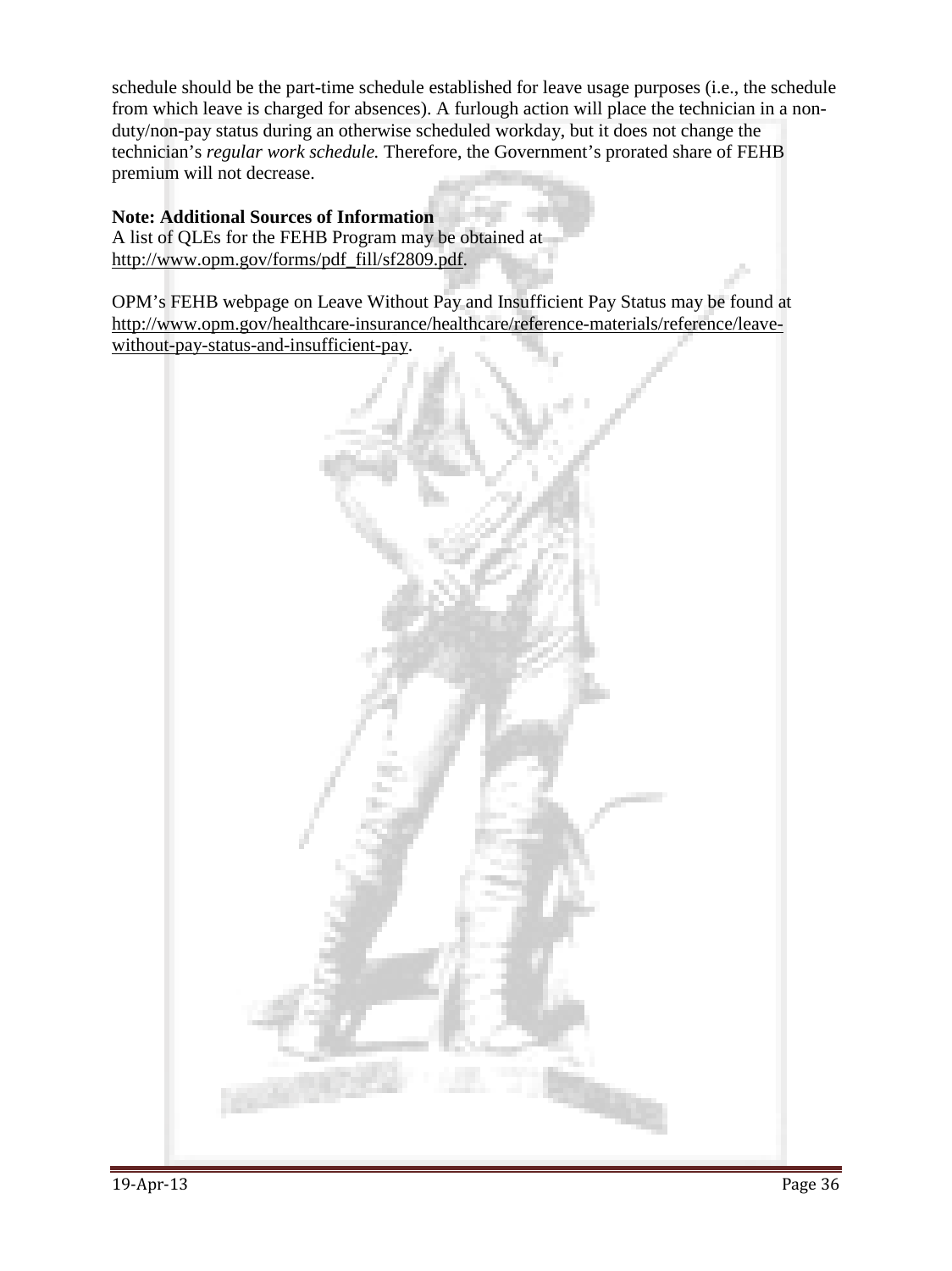schedule should be the part-time schedule established for leave usage purposes (i.e., the schedule from which leave is charged for absences). A furlough action will place the technician in a non-duty/non-pay status during an otherwise scheduled workday, but it does not change the technician's *regular work schedule.* Therefore, the Government's prorated share of FEHB premium will not decrease.

**Note: Additional Sources of Information**

A list of QLEs for the FEHB Program may be obtained at http://www.opm.gov/forms/pdf_fill/sf2809.pdf.

OPM's FEHB webpage on Leave Without Pay and Insufficient Pay Status may be found at http://www.opm.gov/healthcare-insurance/healthcare/reference-materials/reference/leave-without-pay-status-and-insufficient-pay.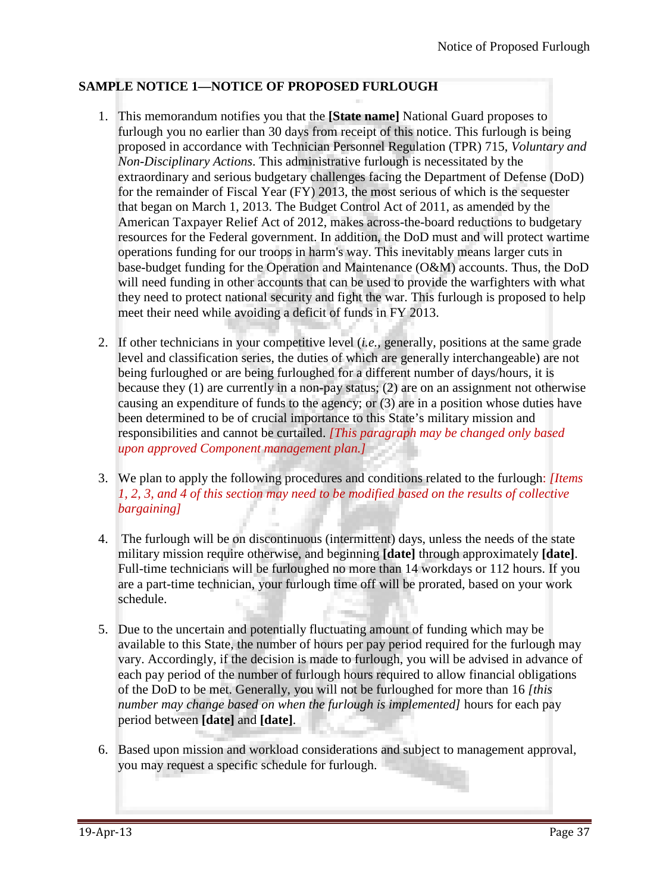**SAMPLE NOTICE 1—NOTICE OF PROPOSED FURLOUGH**

1. This memorandum notifies you that the **[State name]** National Guard proposes to furlough you no earlier than 30 days from receipt of this notice. This furlough is being proposed in accordance with Technician Personnel Regulation (TPR) 715, *Voluntary and Non-Disciplinary Actions*. This administrative furlough is necessitated by the extraordinary and serious budgetary challenges facing the Department of Defense (DoD) for the remainder of Fiscal Year (FY) 2013, the most serious of which is the sequester that began on March 1, 2013. The Budget Control Act of 2011, as amended by the American Taxpayer Relief Act of 2012, makes across-the-board reductions to budgetary resources for the Federal government. In addition, the DoD must and will protect wartime operations funding for our troops in harm's way. This inevitably means larger cuts in base-budget funding for the Operation and Maintenance (O&M) accounts. Thus, the DoD will need funding in other accounts that can be used to provide the warfighters with what they need to protect national security and fight the war. This furlough is proposed to help meet their need while avoiding a deficit of funds in FY 2013.

2. If other technicians in your competitive level (*i.e.,* generally, positions at the same grade level and classification series, the duties of which are generally interchangeable) are not being furloughed or are being furloughed for a different number of days/hours, it is because they (1) are currently in a non-pay status; (2) are on an assignment not otherwise causing an expenditure of funds to the agency; or (3) are in a position whose duties have been determined to be of crucial importance to this State's military mission and responsibilities and cannot be curtailed. *[This paragraph may be changed only based upon approved Component management plan.]*

3. We plan to apply the following procedures and conditions related to the furlough: *[Items 1, 2, 3, and 4 of this section may need to be modified based on the results of collective bargaining]*

4. The furlough will be on discontinuous (intermittent) days, unless the needs of the state military mission require otherwise, and beginning **[date]** through approximately **[date]**. Full-time technicians will be furloughed no more than 14 workdays or 112 hours. If you are a part-time technician, your furlough time off will be prorated, based on your work schedule.

5. Due to the uncertain and potentially fluctuating amount of funding which may be available to this State, the number of hours per pay period required for the furlough may vary. Accordingly, if the decision is made to furlough, you will be advised in advance of each pay period of the number of furlough hours required to allow financial obligations of the DoD to be met. Generally, you will not be furloughed for more than 16 *[this number may change based on when the furlough is implemented]* hours for each pay period between **[date]** and **[date]**.

6. Based upon mission and workload considerations and subject to management approval, you may request a specific schedule for furlough.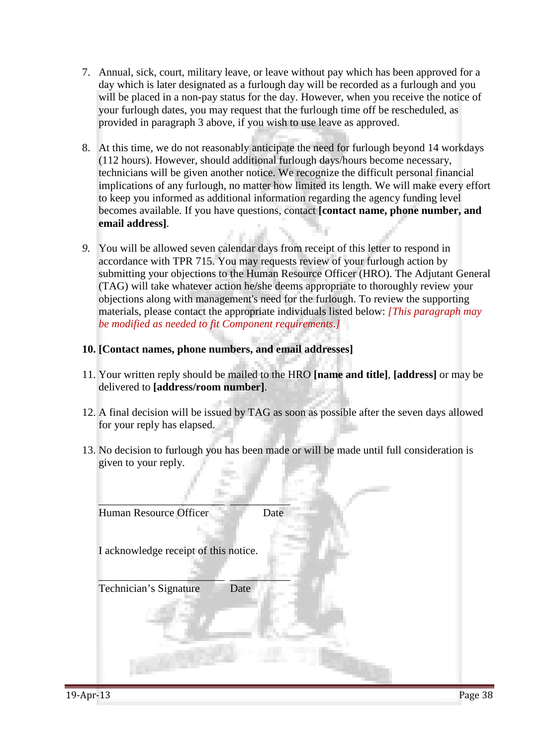7. Annual, sick, court, military leave, or leave without pay which has been approved for a day which is later designated as a furlough day will be recorded as a furlough and you will be placed in a non-pay status for the day. However, when you receive the notice of your furlough dates, you may request that the furlough time off be rescheduled, as provided in paragraph 3 above, if you wish to use leave as approved.

8. At this time, we do not reasonably anticipate the need for furlough beyond 14 workdays (112 hours). However, should additional furlough days/hours become necessary, technicians will be given another notice. We recognize the difficult personal financial implications of any furlough, no matter how limited its length. We will make every effort to keep you informed as additional information regarding the agency funding level becomes available. If you have questions, contact **[contact name, phone number, and email address]**.

9. You will be allowed seven calendar days from receipt of this letter to respond in accordance with TPR 715. You may requests review of your furlough action by submitting your objections to the Human Resource Officer (HRO). The Adjutant General (TAG) will take whatever action he/she deems appropriate to thoroughly review your objections along with management's need for the furlough. To review the supporting materials, please contact the appropriate individuals listed below: *[This paragraph may be modified as needed to fit Component requirements.]*

10. **[Contact names, phone numbers, and email addresses]**

11. Your written reply should be mailed to the HRO **[name and title]**, **[address]** or may be delivered to **[address/room number]**.

12. A final decision will be issued by TAG as soon as possible after the seven days allowed for your reply has elapsed.

13. No decision to furlough you has been made or will be made until full consideration is given to your reply.

_______________________ ___________

Human Resource Officer Date

I acknowledge receipt of this notice.

_______________________ ___________

Technician's Signature Date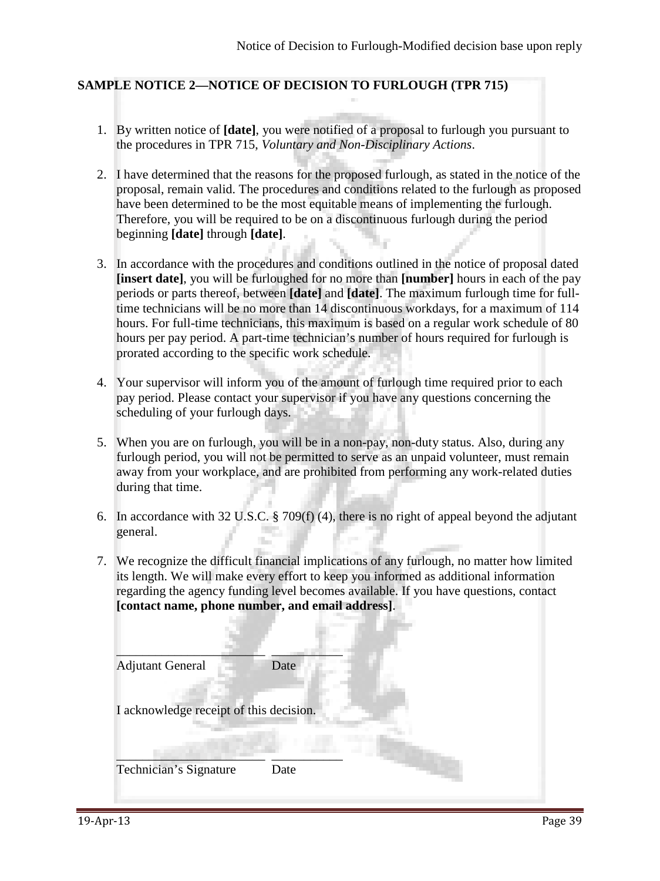## SAMPLE NOTICE 2—NOTICE OF DECISION TO FURLOUGH (TPR 715)

1. By written notice of **[date]**, you were notified of a proposal to furlough you pursuant to the procedures in TPR 715, *Voluntary and Non-Disciplinary Actions*.

2. I have determined that the reasons for the proposed furlough, as stated in the notice of the proposal, remain valid. The procedures and conditions related to the furlough as proposed have been determined to be the most equitable means of implementing the furlough. Therefore, you will be required to be on a discontinuous furlough during the period beginning **[date]** through **[date]**.

3. In accordance with the procedures and conditions outlined in the notice of proposal dated **[insert date]**, you will be furloughed for no more than **[number]** hours in each of the pay periods or parts thereof, between **[date]** and **[date]**. The maximum furlough time for full-time technicians will be no more than 14 discontinuous workdays, for a maximum of 114 hours. For full-time technicians, this maximum is based on a regular work schedule of 80 hours per pay period. A part-time technician's number of hours required for furlough is prorated according to the specific work schedule.

4. Your supervisor will inform you of the amount of furlough time required prior to each pay period. Please contact your supervisor if you have any questions concerning the scheduling of your furlough days.

5. When you are on furlough, you will be in a non-pay, non-duty status. Also, during any furlough period, you will not be permitted to serve as an unpaid volunteer, must remain away from your workplace, and are prohibited from performing any work-related duties during that time.

6. In accordance with 32 U.S.C. § 709(f) (4), there is no right of appeal beyond the adjutant general.

7. We recognize the difficult financial implications of any furlough, no matter how limited its length. We will make every effort to keep you informed as additional information regarding the agency funding level becomes available. If you have questions, contact **[contact name, phone number, and email address]**.

______________________ ___________
Adjutant General Date

I acknowledge receipt of this decision.

______________________ ___________
Technician's Signature Date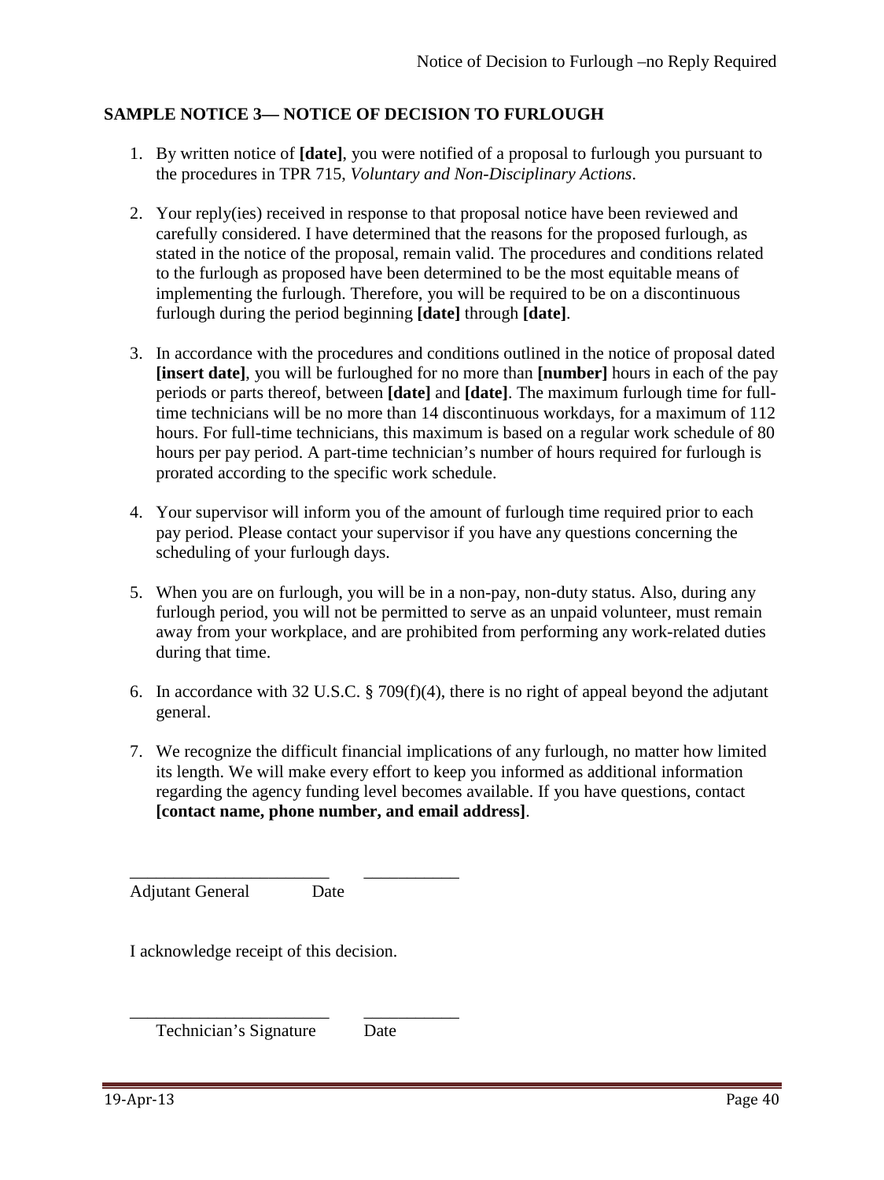## SAMPLE NOTICE 3— NOTICE OF DECISION TO FURLOUGH

1. By written notice of **[date]**, you were notified of a proposal to furlough you pursuant to the procedures in TPR 715, *Voluntary and Non-Disciplinary Actions*.

2. Your reply(ies) received in response to that proposal notice have been reviewed and carefully considered. I have determined that the reasons for the proposed furlough, as stated in the notice of the proposal, remain valid. The procedures and conditions related to the furlough as proposed have been determined to be the most equitable means of implementing the furlough. Therefore, you will be required to be on a discontinuous furlough during the period beginning **[date]** through **[date]**.

3. In accordance with the procedures and conditions outlined in the notice of proposal dated **[insert date]**, you will be furloughed for no more than **[number]** hours in each of the pay periods or parts thereof, between **[date]** and **[date]**. The maximum furlough time for full-time technicians will be no more than 14 discontinuous workdays, for a maximum of 112 hours. For full-time technicians, this maximum is based on a regular work schedule of 80 hours per pay period. A part-time technician's number of hours required for furlough is prorated according to the specific work schedule.

4. Your supervisor will inform you of the amount of furlough time required prior to each pay period. Please contact your supervisor if you have any questions concerning the scheduling of your furlough days.

5. When you are on furlough, you will be in a non-pay, non-duty status. Also, during any furlough period, you will not be permitted to serve as an unpaid volunteer, must remain away from your workplace, and are prohibited from performing any work-related duties during that time.

6. In accordance with 32 U.S.C. § 709(f)(4), there is no right of appeal beyond the adjutant general.

7. We recognize the difficult financial implications of any furlough, no matter how limited its length. We will make every effort to keep you informed as additional information regarding the agency funding level becomes available. If you have questions, contact **[contact name, phone number, and email address]**.

_______________________ ___________
Adjutant General Date

I acknowledge receipt of this decision.

_______________________ ___________
Technician's Signature Date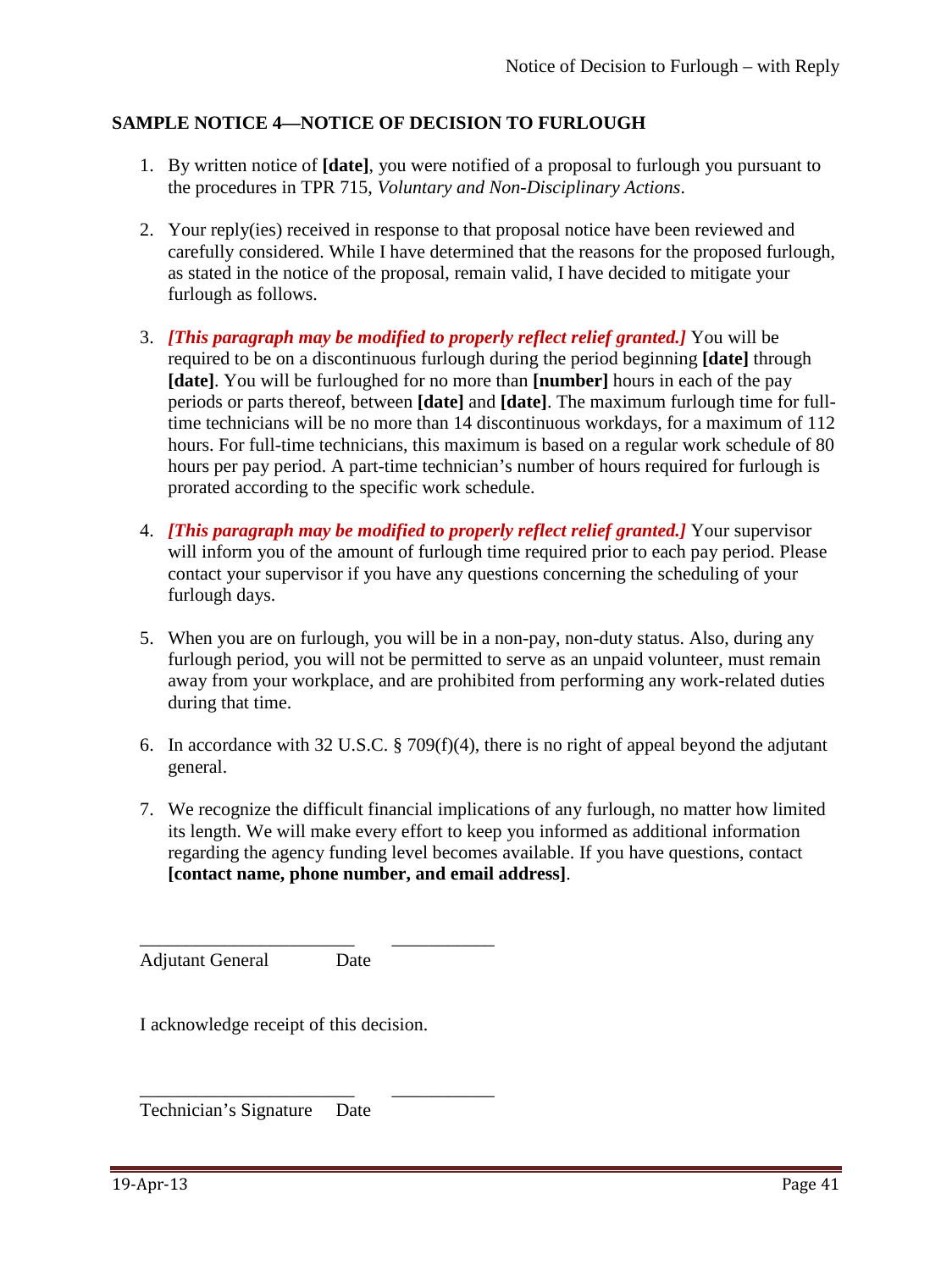## SAMPLE NOTICE 4—NOTICE OF DECISION TO FURLOUGH

1. By written notice of **[date]**, you were notified of a proposal to furlough you pursuant to the procedures in TPR 715, *Voluntary and Non-Disciplinary Actions*.

2. Your reply(ies) received in response to that proposal notice have been reviewed and carefully considered. While I have determined that the reasons for the proposed furlough, as stated in the notice of the proposal, remain valid, I have decided to mitigate your furlough as follows.

3. ***[This paragraph may be modified to properly reflect relief granted.]*** You will be required to be on a discontinuous furlough during the period beginning **[date]** through **[date]**. You will be furloughed for no more than **[number]** hours in each of the pay periods or parts thereof, between **[date]** and **[date]**. The maximum furlough time for full-time technicians will be no more than 14 discontinuous workdays, for a maximum of 112 hours. For full-time technicians, this maximum is based on a regular work schedule of 80 hours per pay period. A part-time technician's number of hours required for furlough is prorated according to the specific work schedule.

4. ***[This paragraph may be modified to properly reflect relief granted.]*** Your supervisor will inform you of the amount of furlough time required prior to each pay period. Please contact your supervisor if you have any questions concerning the scheduling of your furlough days.

5. When you are on furlough, you will be in a non-pay, non-duty status. Also, during any furlough period, you will not be permitted to serve as an unpaid volunteer, must remain away from your workplace, and are prohibited from performing any work-related duties during that time.

6. In accordance with 32 U.S.C. § 709(f)(4), there is no right of appeal beyond the adjutant general.

7. We recognize the difficult financial implications of any furlough, no matter how limited its length. We will make every effort to keep you informed as additional information regarding the agency funding level becomes available. If you have questions, contact **[contact name, phone number, and email address]**.

_______________________ ___________

Adjutant General Date

I acknowledge receipt of this decision.

_______________________ ___________

Technician's Signature Date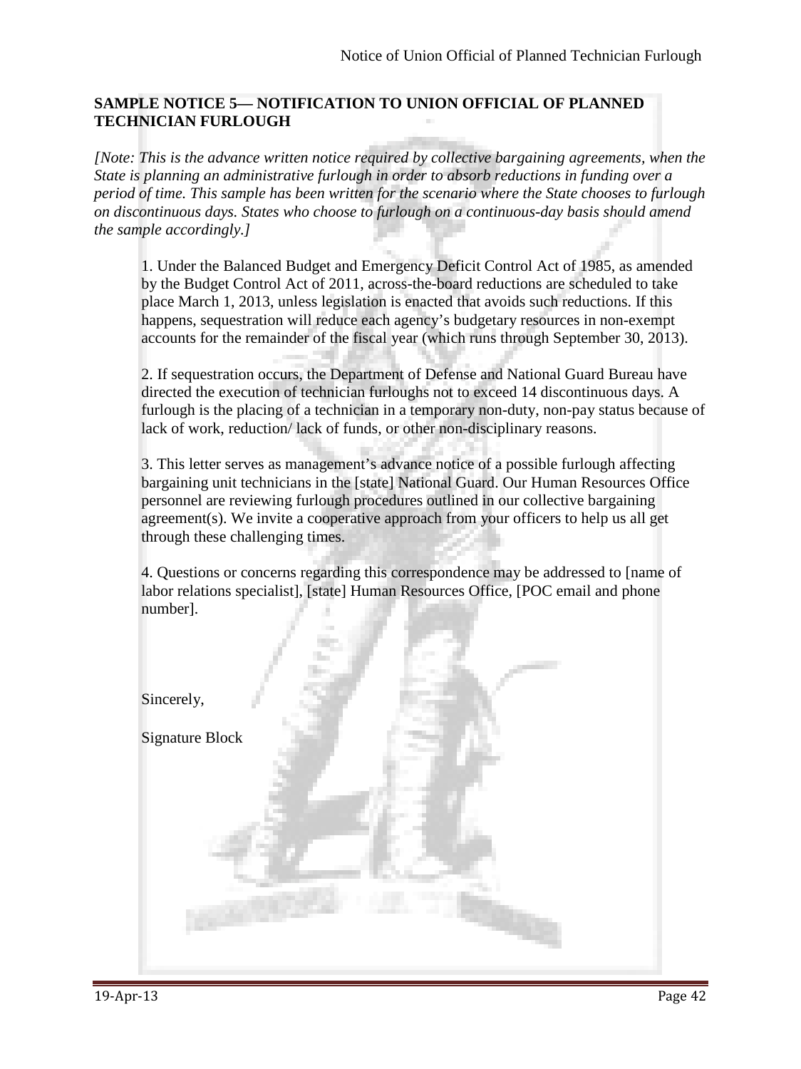**SAMPLE NOTICE 5— NOTIFICATION TO UNION OFFICIAL OF PLANNED TECHNICIAN FURLOUGH**

*[Note: This is the advance written notice required by collective bargaining agreements, when the State is planning an administrative furlough in order to absorb reductions in funding over a period of time. This sample has been written for the scenario where the State chooses to furlough on discontinuous days. States who choose to furlough on a continuous-day basis should amend the sample accordingly.]*

1. Under the Balanced Budget and Emergency Deficit Control Act of 1985, as amended by the Budget Control Act of 2011, across-the-board reductions are scheduled to take place March 1, 2013, unless legislation is enacted that avoids such reductions. If this happens, sequestration will reduce each agency's budgetary resources in non-exempt accounts for the remainder of the fiscal year (which runs through September 30, 2013).

2. If sequestration occurs, the Department of Defense and National Guard Bureau have directed the execution of technician furloughs not to exceed 14 discontinuous days. A furlough is the placing of a technician in a temporary non-duty, non-pay status because of lack of work, reduction/ lack of funds, or other non-disciplinary reasons.

3. This letter serves as management's advance notice of a possible furlough affecting bargaining unit technicians in the [state] National Guard. Our Human Resources Office personnel are reviewing furlough procedures outlined in our collective bargaining agreement(s). We invite a cooperative approach from your officers to help us all get through these challenging times.

4. Questions or concerns regarding this correspondence may be addressed to [name of labor relations specialist], [state] Human Resources Office, [POC email and phone number].

Sincerely,

Signature Block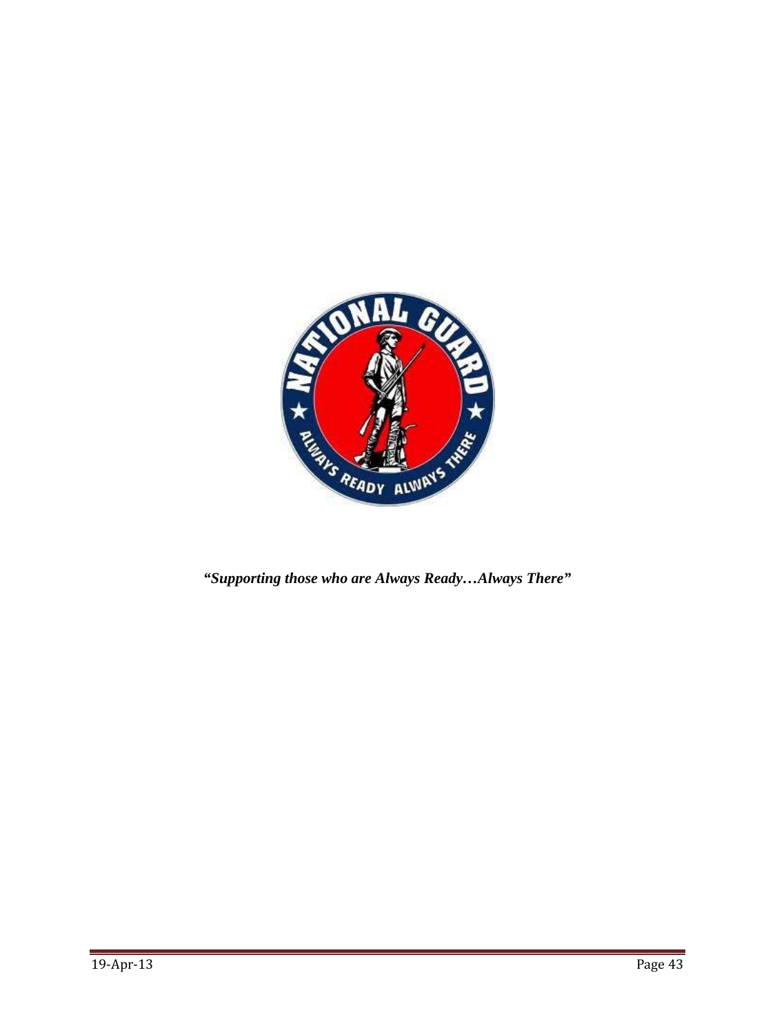***"Supporting those who are Always Ready…Always There"***